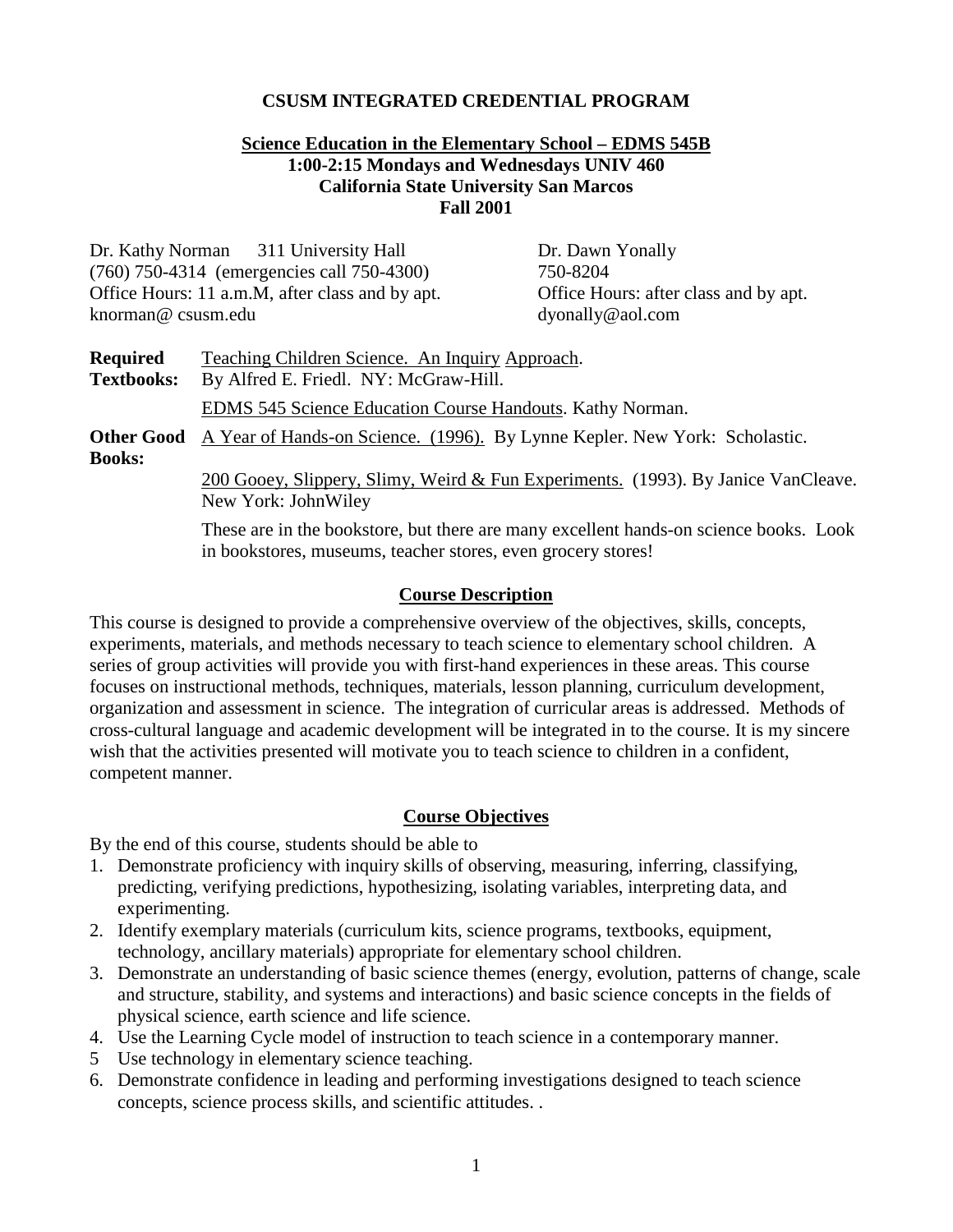**CSUSM INTEGRATED CREDENTIAL PROGRAM**

**Science Education in the Elementary School – EDMS 545B**
**1:00-2:15 Mondays and Wednesdays UNIV 460**
**California State University San Marcos**
**Fall 2001**

Dr. Kathy Norman    311 University Hall
(760) 750-4314 (emergencies call 750-4300)
Office Hours: 11 a.m.M, after class and by apt.
knorman@ csusm.edu

Dr. Dawn Yonally
750-8204
Office Hours: after class and by apt.
dyonally@aol.com

**Required Textbooks:** Teaching Children Science. An Inquiry Approach. By Alfred E. Friedl. NY: McGraw-Hill.

EDMS 545 Science Education Course Handouts. Kathy Norman.

**Other Good Books:** A Year of Hands-on Science. (1996). By Lynne Kepler. New York: Scholastic.

200 Gooey, Slippery, Slimy, Weird & Fun Experiments. (1993). By Janice VanCleave. New York: JohnWiley

These are in the bookstore, but there are many excellent hands-on science books. Look in bookstores, museums, teacher stores, even grocery stores!

## Course Description

This course is designed to provide a comprehensive overview of the objectives, skills, concepts, experiments, materials, and methods necessary to teach science to elementary school children. A series of group activities will provide you with first-hand experiences in these areas. This course focuses on instructional methods, techniques, materials, lesson planning, curriculum development, organization and assessment in science. The integration of curricular areas is addressed. Methods of cross-cultural language and academic development will be integrated in to the course. It is my sincere wish that the activities presented will motivate you to teach science to children in a confident, competent manner.

## Course Objectives

By the end of this course, students should be able to

1. Demonstrate proficiency with inquiry skills of observing, measuring, inferring, classifying, predicting, verifying predictions, hypothesizing, isolating variables, interpreting data, and experimenting.
2. Identify exemplary materials (curriculum kits, science programs, textbooks, equipment, technology, ancillary materials) appropriate for elementary school children.
3. Demonstrate an understanding of basic science themes (energy, evolution, patterns of change, scale and structure, stability, and systems and interactions) and basic science concepts in the fields of physical science, earth science and life science.
4. Use the Learning Cycle model of instruction to teach science in a contemporary manner.
5. Use technology in elementary science teaching.
6. Demonstrate confidence in leading and performing investigations designed to teach science concepts, science process skills, and scientific attitudes. .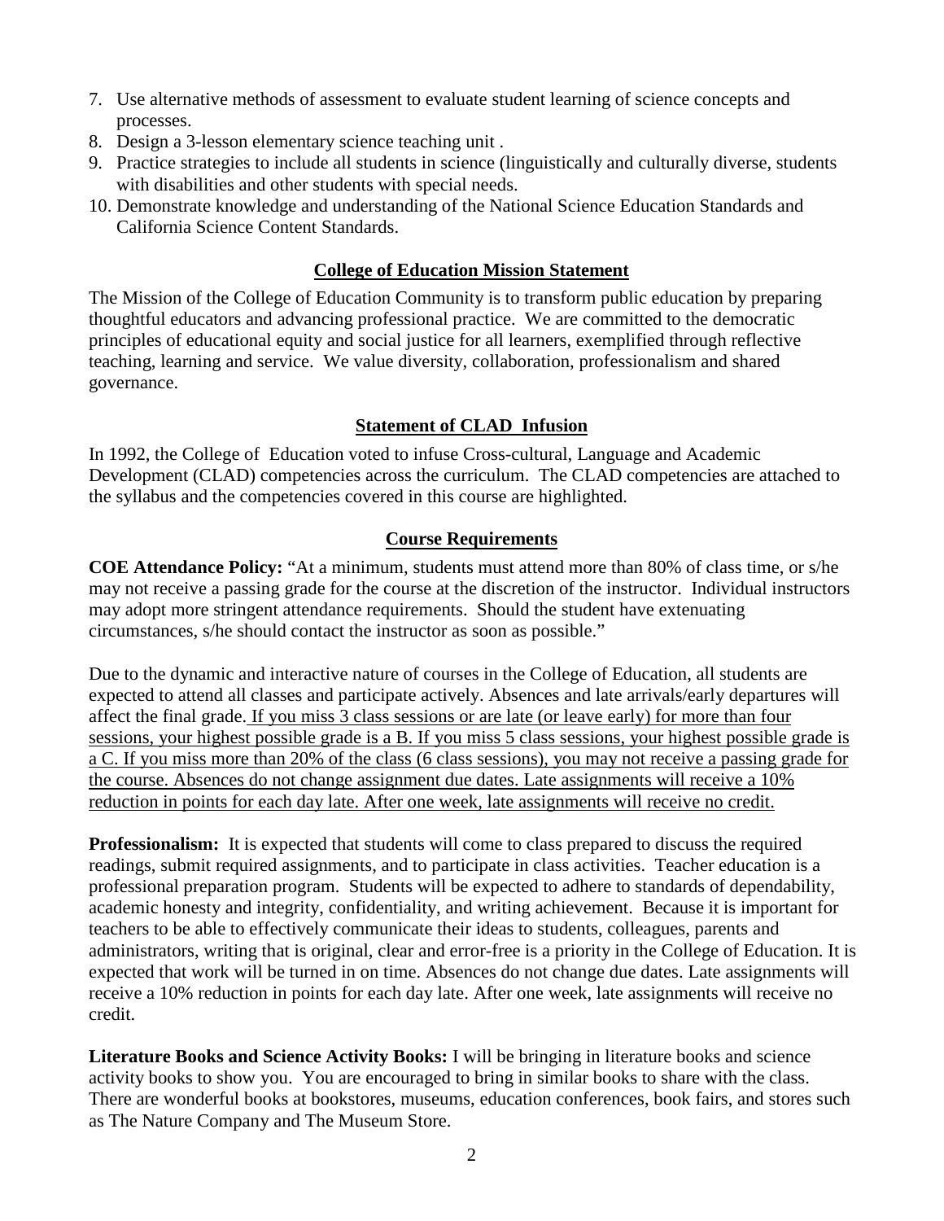7. Use alternative methods of assessment to evaluate student learning of science concepts and processes.
8. Design a 3-lesson elementary science teaching unit .
9. Practice strategies to include all students in science (linguistically and culturally diverse, students with disabilities and other students with special needs.
10. Demonstrate knowledge and understanding of the National Science Education Standards and California Science Content Standards.

## College of Education Mission Statement

The Mission of the College of Education Community is to transform public education by preparing thoughtful educators and advancing professional practice. We are committed to the democratic principles of educational equity and social justice for all learners, exemplified through reflective teaching, learning and service. We value diversity, collaboration, professionalism and shared governance.

## Statement of CLAD Infusion

In 1992, the College of Education voted to infuse Cross-cultural, Language and Academic Development (CLAD) competencies across the curriculum. The CLAD competencies are attached to the syllabus and the competencies covered in this course are highlighted.

## Course Requirements

**COE Attendance Policy:** "At a minimum, students must attend more than 80% of class time, or s/he may not receive a passing grade for the course at the discretion of the instructor. Individual instructors may adopt more stringent attendance requirements. Should the student have extenuating circumstances, s/he should contact the instructor as soon as possible."

Due to the dynamic and interactive nature of courses in the College of Education, all students are expected to attend all classes and participate actively. Absences and late arrivals/early departures will affect the final grade. If you miss 3 class sessions or are late (or leave early) for more than four sessions, your highest possible grade is a B. If you miss 5 class sessions, your highest possible grade is a C. If you miss more than 20% of the class (6 class sessions), you may not receive a passing grade for the course. Absences do not change assignment due dates. Late assignments will receive a 10% reduction in points for each day late. After one week, late assignments will receive no credit.

**Professionalism:** It is expected that students will come to class prepared to discuss the required readings, submit required assignments, and to participate in class activities. Teacher education is a professional preparation program. Students will be expected to adhere to standards of dependability, academic honesty and integrity, confidentiality, and writing achievement. Because it is important for teachers to be able to effectively communicate their ideas to students, colleagues, parents and administrators, writing that is original, clear and error-free is a priority in the College of Education. It is expected that work will be turned in on time. Absences do not change due dates. Late assignments will receive a 10% reduction in points for each day late. After one week, late assignments will receive no credit.

**Literature Books and Science Activity Books:** I will be bringing in literature books and science activity books to show you. You are encouraged to bring in similar books to share with the class. There are wonderful books at bookstores, museums, education conferences, book fairs, and stores such as The Nature Company and The Museum Store.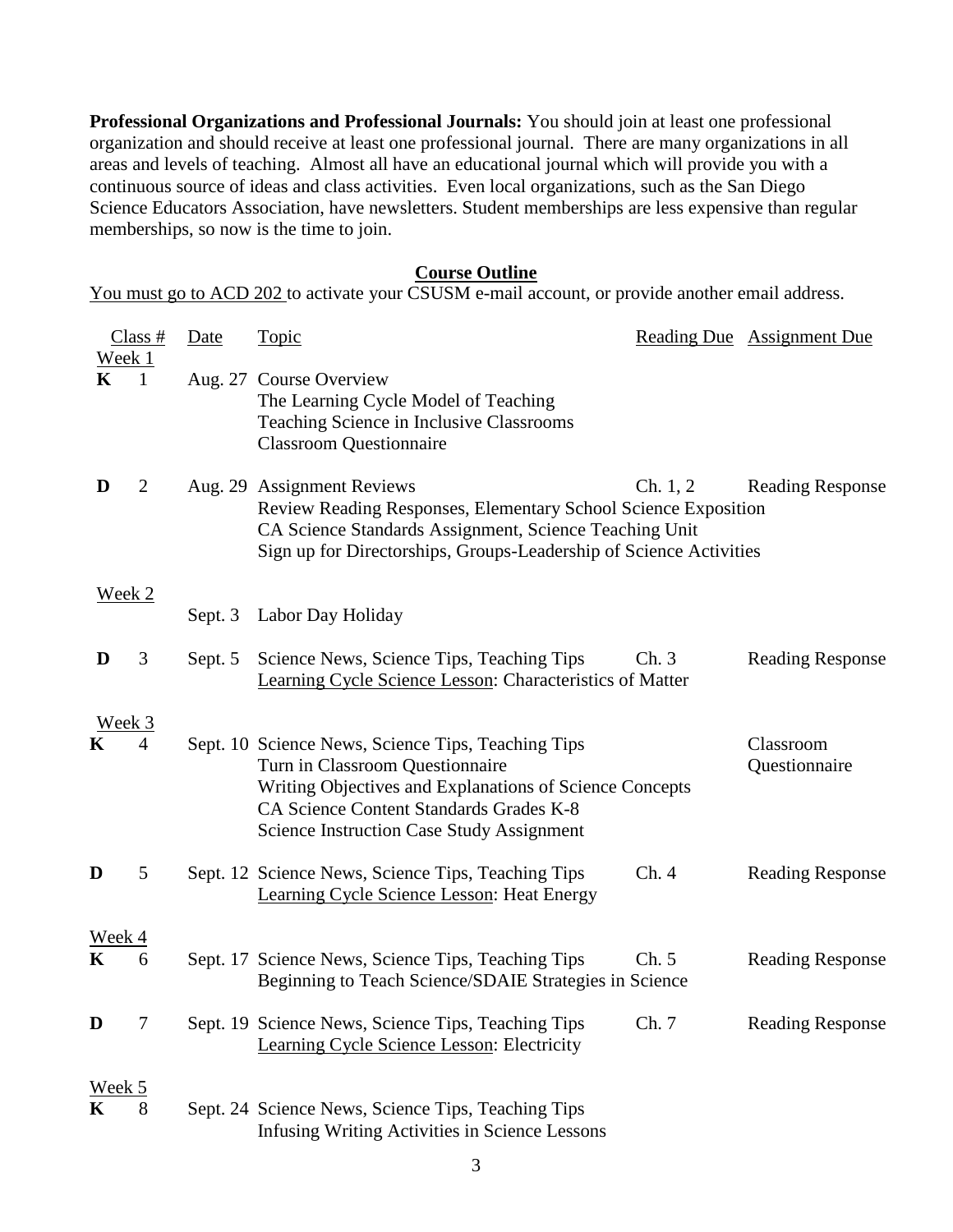**Professional Organizations and Professional Journals:** You should join at least one professional organization and should receive at least one professional journal. There are many organizations in all areas and levels of teaching. Almost all have an educational journal which will provide you with a continuous source of ideas and class activities. Even local organizations, such as the San Diego Science Educators Association, have newsletters. Student memberships are less expensive than regular memberships, so now is the time to join.

## Course Outline

You must go to ACD 202 to activate your CSUSM e-mail account, or provide another email address.

| | Class # | Date | Topic | Reading Due | Assignment Due |
|---|---|---|---|---|---|
| Week 1 | | | | | |
| K | 1 | Aug. 27 | Course Overview<br>The Learning Cycle Model of Teaching<br>Teaching Science in Inclusive Classrooms<br>Classroom Questionnaire | | |
| D | 2 | Aug. 29 | Assignment Reviews<br>Review Reading Responses, Elementary School Science Exposition<br>CA Science Standards Assignment, Science Teaching Unit<br>Sign up for Directorships, Groups-Leadership of Science Activities | Ch. 1, 2 | Reading Response |
| Week 2 | | | | | |
| | | Sept. 3 | Labor Day Holiday | | |
| D | 3 | Sept. 5 | Science News, Science Tips, Teaching Tips<br>Learning Cycle Science Lesson: Characteristics of Matter | Ch. 3 | Reading Response |
| Week 3 | | | | | |
| K | 4 | Sept. 10 | Science News, Science Tips, Teaching Tips<br>Turn in Classroom Questionnaire<br>Writing Objectives and Explanations of Science Concepts<br>CA Science Content Standards Grades K-8<br>Science Instruction Case Study Assignment | | Classroom Questionnaire |
| D | 5 | Sept. 12 | Science News, Science Tips, Teaching Tips<br>Learning Cycle Science Lesson: Heat Energy | Ch. 4 | Reading Response |
| Week 4 | | | | | |
| K | 6 | Sept. 17 | Science News, Science Tips, Teaching Tips<br>Beginning to Teach Science/SDAIE Strategies in Science | Ch. 5 | Reading Response |
| D | 7 | Sept. 19 | Science News, Science Tips, Teaching Tips<br>Learning Cycle Science Lesson: Electricity | Ch. 7 | Reading Response |
| Week 5 | | | | | |
| K | 8 | Sept. 24 | Science News, Science Tips, Teaching Tips<br>Infusing Writing Activities in Science Lessons | | |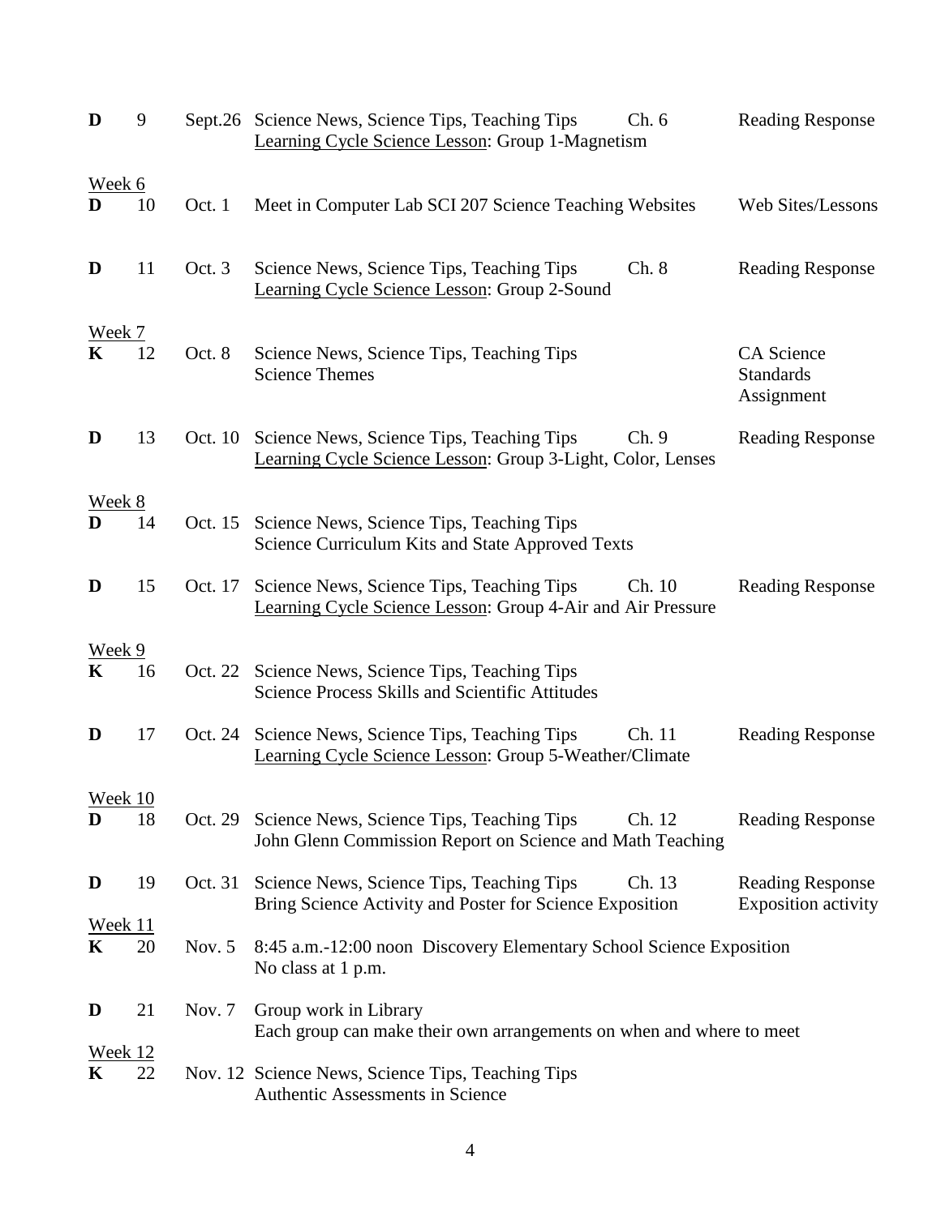| | | | | | |
|---|---|---|---|---|---|
| **D** | 9 | Sept.26 | Science News, Science Tips, Teaching Tips<br>Learning Cycle Science Lesson: Group 1-Magnetism | Ch. 6 | Reading Response |
| Week 6 | | | | | |
| **D** | 10 | Oct. 1 | Meet in Computer Lab SCI 207 Science Teaching Websites | | Web Sites/Lessons |
| **D** | 11 | Oct. 3 | Science News, Science Tips, Teaching Tips<br>Learning Cycle Science Lesson: Group 2-Sound | Ch. 8 | Reading Response |
| Week 7 | | | | | |
| **K** | 12 | Oct. 8 | Science News, Science Tips, Teaching Tips<br>Science Themes | | CA Science Standards Assignment |
| **D** | 13 | Oct. 10 | Science News, Science Tips, Teaching Tips<br>Learning Cycle Science Lesson: Group 3-Light, Color, Lenses | Ch. 9 | Reading Response |
| Week 8 | | | | | |
| **D** | 14 | Oct. 15 | Science News, Science Tips, Teaching Tips<br>Science Curriculum Kits and State Approved Texts | | |
| **D** | 15 | Oct. 17 | Science News, Science Tips, Teaching Tips<br>Learning Cycle Science Lesson: Group 4-Air and Air Pressure | Ch. 10 | Reading Response |
| Week 9 | | | | | |
| **K** | 16 | Oct. 22 | Science News, Science Tips, Teaching Tips<br>Science Process Skills and Scientific Attitudes | | |
| **D** | 17 | Oct. 24 | Science News, Science Tips, Teaching Tips<br>Learning Cycle Science Lesson: Group 5-Weather/Climate | Ch. 11 | Reading Response |
| Week 10 | | | | | |
| **D** | 18 | Oct. 29 | Science News, Science Tips, Teaching Tips<br>John Glenn Commission Report on Science and Math Teaching | Ch. 12 | Reading Response |
| **D** | 19 | Oct. 31 | Science News, Science Tips, Teaching Tips<br>Bring Science Activity and Poster for Science Exposition | Ch. 13 | Reading Response<br>Exposition activity |
| Week 11 | | | | | |
| **K** | 20 | Nov. 5 | 8:45 a.m.-12:00 noon Discovery Elementary School Science Exposition<br>No class at 1 p.m. | | |
| **D** | 21 | Nov. 7 | Group work in Library<br>Each group can make their own arrangements on when and where to meet | | |
| Week 12 | | | | | |
| **K** | 22 | Nov. 12 | Science News, Science Tips, Teaching Tips<br>Authentic Assessments in Science | | |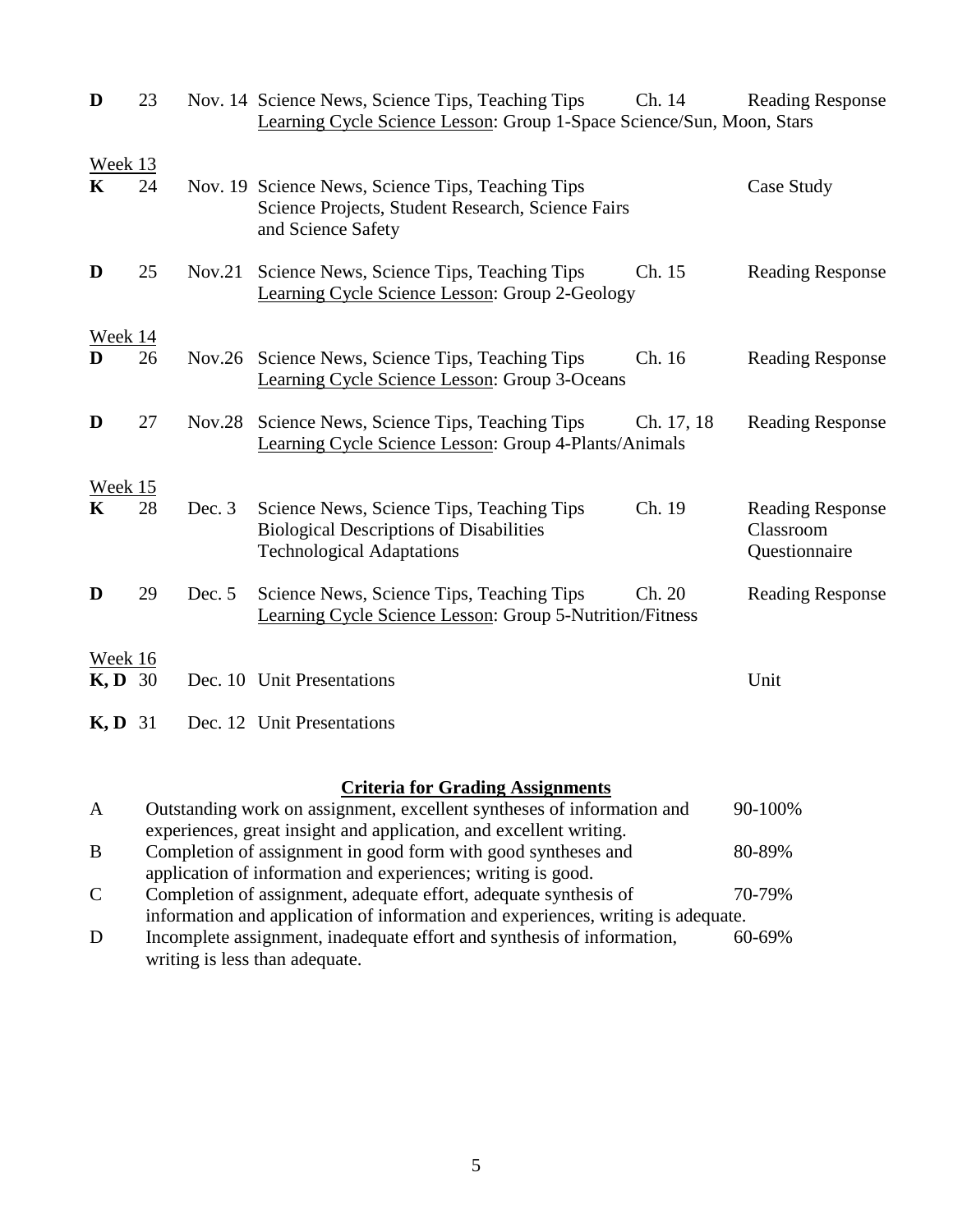| | | | | | |
|---|---|---|---|---|---|
| **D** | 23 | Nov. 14 | Science News, Science Tips, Teaching Tips<br>Learning Cycle Science Lesson: Group 1-Space Science/Sun, Moon, Stars | Ch. 14 | Reading Response |
| Week 13 | | | | | |
| **K** | 24 | Nov. 19 | Science News, Science Tips, Teaching Tips<br>Science Projects, Student Research, Science Fairs and Science Safety | | Case Study |
| **D** | 25 | Nov.21 | Science News, Science Tips, Teaching Tips<br>Learning Cycle Science Lesson: Group 2-Geology | Ch. 15 | Reading Response |
| Week 14 | | | | | |
| **D** | 26 | Nov.26 | Science News, Science Tips, Teaching Tips<br>Learning Cycle Science Lesson: Group 3-Oceans | Ch. 16 | Reading Response |
| **D** | 27 | Nov.28 | Science News, Science Tips, Teaching Tips<br>Learning Cycle Science Lesson: Group 4-Plants/Animals | Ch. 17, 18 | Reading Response |
| Week 15 | | | | | |
| **K** | 28 | Dec. 3 | Science News, Science Tips, Teaching Tips<br>Biological Descriptions of Disabilities<br>Technological Adaptations | Ch. 19 | Reading Response<br>Classroom Questionnaire |
| **D** | 29 | Dec. 5 | Science News, Science Tips, Teaching Tips<br>Learning Cycle Science Lesson: Group 5-Nutrition/Fitness | Ch. 20 | Reading Response |
| Week 16 | | | | | |
| **K, D** | 30 | Dec. 10 | Unit Presentations | | Unit |
| **K, D** | 31 | Dec. 12 | Unit Presentations | | |

## Criteria for Grading Assignments

| | | |
|---|---|---|
| A | Outstanding work on assignment, excellent syntheses of information and experiences, great insight and application, and excellent writing. | 90-100% |
| B | Completion of assignment in good form with good syntheses and application of information and experiences; writing is good. | 80-89% |
| C | Completion of assignment, adequate effort, adequate synthesis of information and application of information and experiences, writing is adequate. | 70-79% |
| D | Incomplete assignment, inadequate effort and synthesis of information, writing is less than adequate. | 60-69% |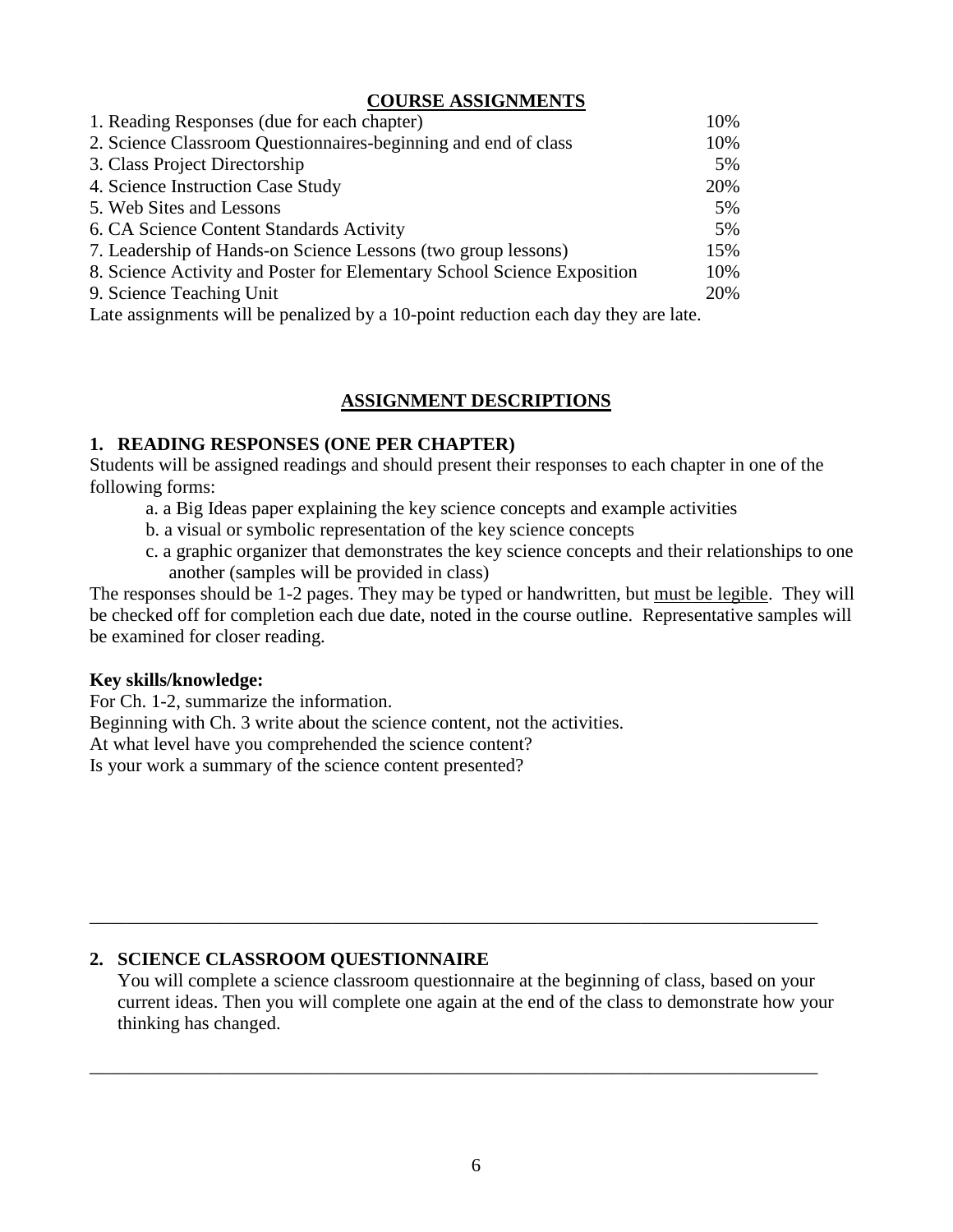## COURSE ASSIGNMENTS

| Assignment | Weight |
|---|---|
| 1. Reading Responses (due for each chapter) | 10% |
| 2. Science Classroom Questionnaires-beginning and end of class | 10% |
| 3. Class Project Directorship | 5% |
| 4. Science Instruction Case Study | 20% |
| 5. Web Sites and Lessons | 5% |
| 6. CA Science Content Standards Activity | 5% |
| 7. Leadership of Hands-on Science Lessons (two group lessons) | 15% |
| 8. Science Activity and Poster for Elementary School Science Exposition | 10% |
| 9. Science Teaching Unit | 20% |

Late assignments will be penalized by a 10-point reduction each day they are late.

## ASSIGNMENT DESCRIPTIONS

### 1. READING RESPONSES (ONE PER CHAPTER)

Students will be assigned readings and should present their responses to each chapter in one of the following forms:

a. a Big Ideas paper explaining the key science concepts and example activities
b. a visual or symbolic representation of the key science concepts
c. a graphic organizer that demonstrates the key science concepts and their relationships to one another (samples will be provided in class)

The responses should be 1-2 pages. They may be typed or handwritten, but <u>must be legible</u>. They will be checked off for completion each due date, noted in the course outline. Representative samples will be examined for closer reading.

**Key skills/knowledge:**

For Ch. 1-2, summarize the information.
Beginning with Ch. 3 write about the science content, not the activities.
At what level have you comprehended the science content?
Is your work a summary of the science content presented?

---

### 2. SCIENCE CLASSROOM QUESTIONNAIRE

You will complete a science classroom questionnaire at the beginning of class, based on your current ideas. Then you will complete one again at the end of the class to demonstrate how your thinking has changed.

---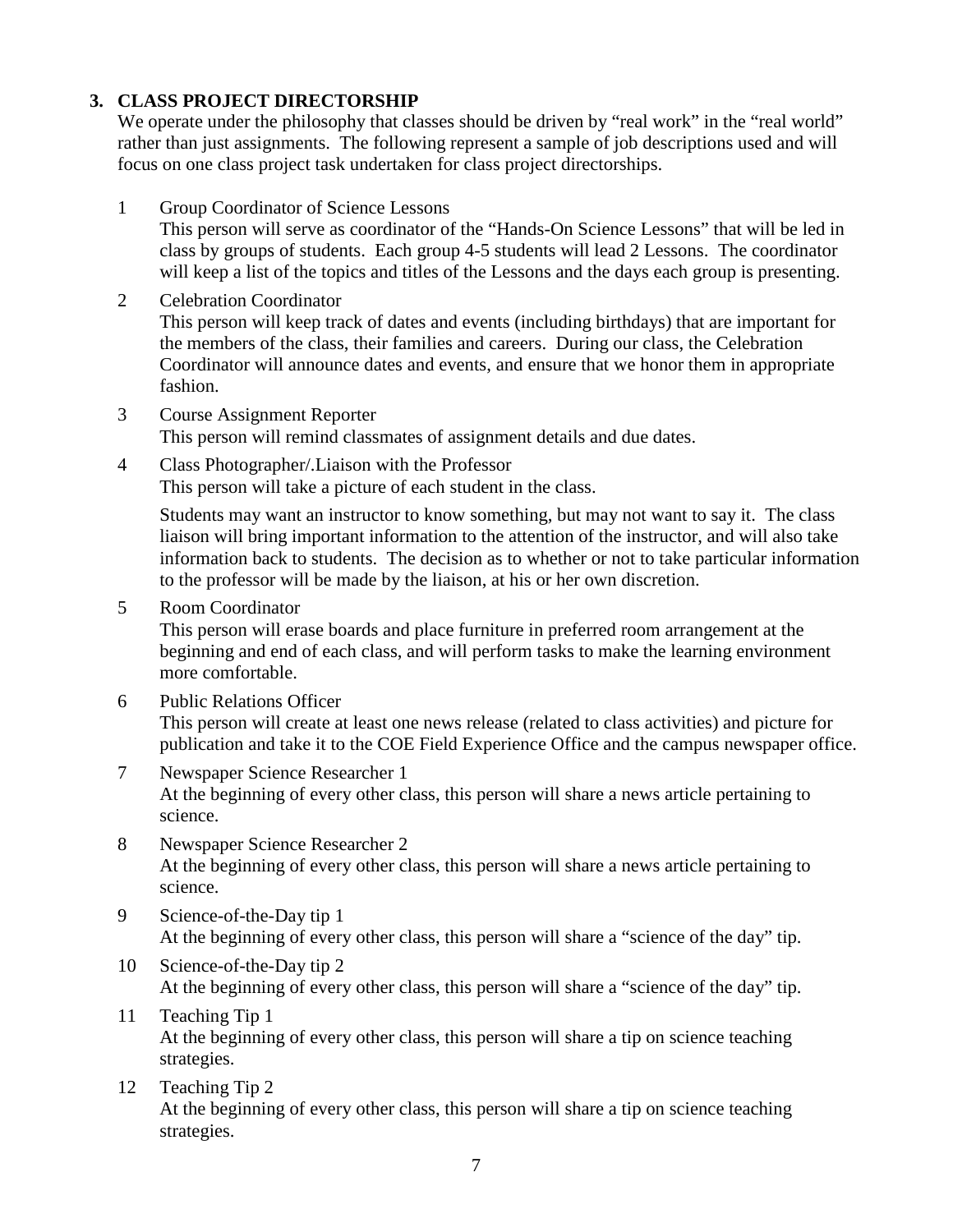### 3. CLASS PROJECT DIRECTORSHIP

We operate under the philosophy that classes should be driven by "real work" in the "real world" rather than just assignments. The following represent a sample of job descriptions used and will focus on one class project task undertaken for class project directorships.

1 Group Coordinator of Science Lessons
This person will serve as coordinator of the "Hands-On Science Lessons" that will be led in class by groups of students. Each group 4-5 students will lead 2 Lessons. The coordinator will keep a list of the topics and titles of the Lessons and the days each group is presenting.

2 Celebration Coordinator
This person will keep track of dates and events (including birthdays) that are important for the members of the class, their families and careers. During our class, the Celebration Coordinator will announce dates and events, and ensure that we honor them in appropriate fashion.

3 Course Assignment Reporter
This person will remind classmates of assignment details and due dates.

4 Class Photographer/.Liaison with the Professor
This person will take a picture of each student in the class.

Students may want an instructor to know something, but may not want to say it. The class liaison will bring important information to the attention of the instructor, and will also take information back to students. The decision as to whether or not to take particular information to the professor will be made by the liaison, at his or her own discretion.

5 Room Coordinator
This person will erase boards and place furniture in preferred room arrangement at the beginning and end of each class, and will perform tasks to make the learning environment more comfortable.

6 Public Relations Officer
This person will create at least one news release (related to class activities) and picture for publication and take it to the COE Field Experience Office and the campus newspaper office.

7 Newspaper Science Researcher 1
At the beginning of every other class, this person will share a news article pertaining to science.

8 Newspaper Science Researcher 2
At the beginning of every other class, this person will share a news article pertaining to science.

9 Science-of-the-Day tip 1
At the beginning of every other class, this person will share a "science of the day" tip.

10 Science-of-the-Day tip 2
At the beginning of every other class, this person will share a "science of the day" tip.

11 Teaching Tip 1
At the beginning of every other class, this person will share a tip on science teaching strategies.

12 Teaching Tip 2
At the beginning of every other class, this person will share a tip on science teaching strategies.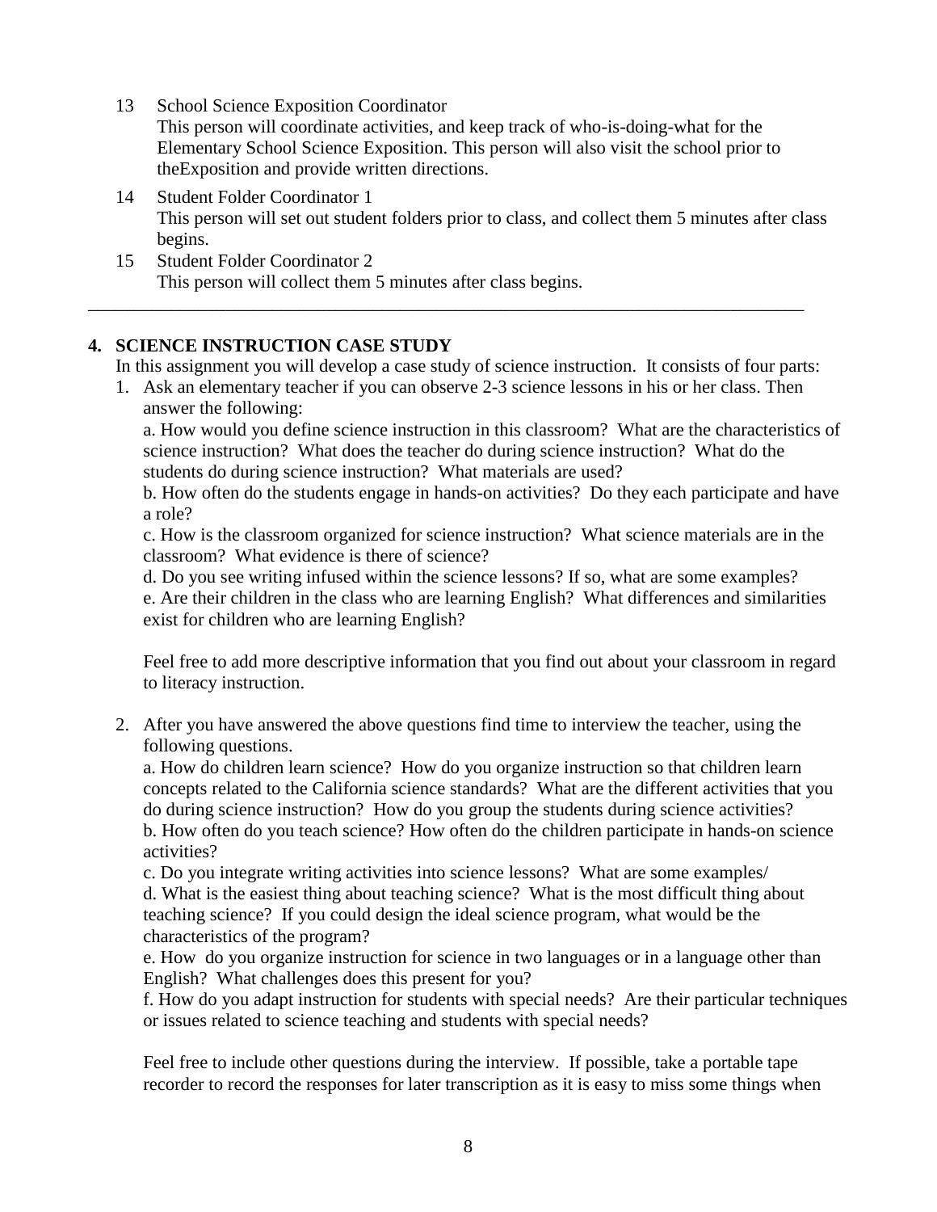13 School Science Exposition Coordinator
   This person will coordinate activities, and keep track of who-is-doing-what for the Elementary School Science Exposition. This person will also visit the school prior to theExposition and provide written directions.

14 Student Folder Coordinator 1
   This person will set out student folders prior to class, and collect them 5 minutes after class begins.

15 Student Folder Coordinator 2
   This person will collect them 5 minutes after class begins.

---

**4. SCIENCE INSTRUCTION CASE STUDY**

In this assignment you will develop a case study of science instruction. It consists of four parts:

1. Ask an elementary teacher if you can observe 2-3 science lessons in his or her class. Then answer the following:

   a. How would you define science instruction in this classroom? What are the characteristics of science instruction? What does the teacher do during science instruction? What do the students do during science instruction? What materials are used?
   b. How often do the students engage in hands-on activities? Do they each participate and have a role?
   c. How is the classroom organized for science instruction? What science materials are in the classroom? What evidence is there of science?
   d. Do you see writing infused within the science lessons? If so, what are some examples?
   e. Are their children in the class who are learning English? What differences and similarities exist for children who are learning English?

   Feel free to add more descriptive information that you find out about your classroom in regard to literacy instruction.

2. After you have answered the above questions find time to interview the teacher, using the following questions.

   a. How do children learn science? How do you organize instruction so that children learn concepts related to the California science standards? What are the different activities that you do during science instruction? How do you group the students during science activities?
   b. How often do you teach science? How often do the children participate in hands-on science activities?
   c. Do you integrate writing activities into science lessons? What are some examples/
   d. What is the easiest thing about teaching science? What is the most difficult thing about teaching science? If you could design the ideal science program, what would be the characteristics of the program?
   e. How do you organize instruction for science in two languages or in a language other than English? What challenges does this present for you?
   f. How do you adapt instruction for students with special needs? Are their particular techniques or issues related to science teaching and students with special needs?

   Feel free to include other questions during the interview. If possible, take a portable tape recorder to record the responses for later transcription as it is easy to miss some things when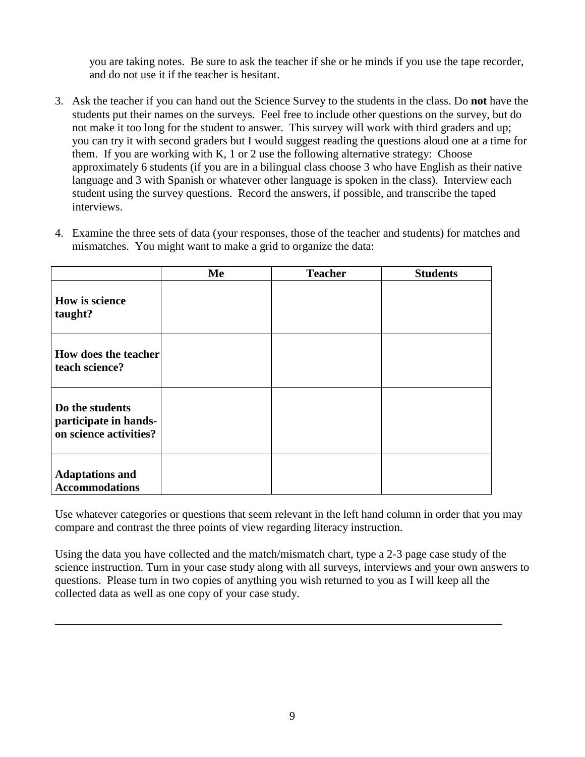you are taking notes. Be sure to ask the teacher if she or he minds if you use the tape recorder, and do not use it if the teacher is hesitant.

3. Ask the teacher if you can hand out the Science Survey to the students in the class. Do **not** have the students put their names on the surveys. Feel free to include other questions on the survey, but do not make it too long for the student to answer. This survey will work with third graders and up; you can try it with second graders but I would suggest reading the questions aloud one at a time for them. If you are working with K, 1 or 2 use the following alternative strategy: Choose approximately 6 students (if you are in a bilingual class choose 3 who have English as their native language and 3 with Spanish or whatever other language is spoken in the class). Interview each student using the survey questions. Record the answers, if possible, and transcribe the taped interviews.

4. Examine the three sets of data (your responses, those of the teacher and students) for matches and mismatches. You might want to make a grid to organize the data:

| | **Me** | **Teacher** | **Students** |
|---|---|---|---|
| **How is science taught?** | | | |
| **How does the teacher teach science?** | | | |
| **Do the students participate in hands-on science activities?** | | | |
| **Adaptations and Accommodations** | | | |

Use whatever categories or questions that seem relevant in the left hand column in order that you may compare and contrast the three points of view regarding literacy instruction.

Using the data you have collected and the match/mismatch chart, type a 2-3 page case study of the science instruction. Turn in your case study along with all surveys, interviews and your own answers to questions. Please turn in two copies of anything you wish returned to you as I will keep all the collected data as well as one copy of your case study.

---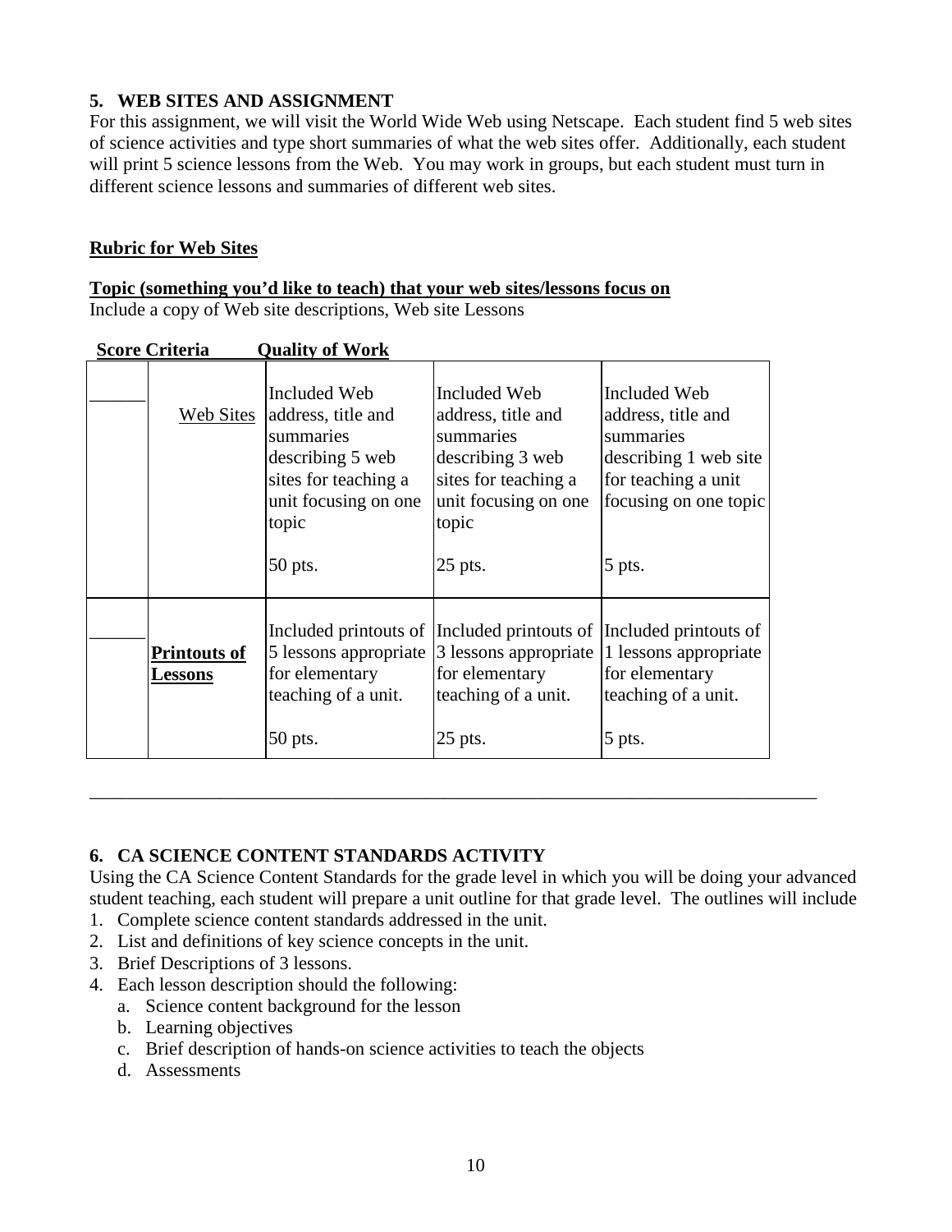## 5. WEB SITES AND ASSIGNMENT

For this assignment, we will visit the World Wide Web using Netscape. Each student find 5 web sites of science activities and type short summaries of what the web sites offer. Additionally, each student will print 5 science lessons from the Web. You may work in groups, but each student must turn in different science lessons and summaries of different web sites.

**Rubric for Web Sites**

**Topic (something you'd like to teach) that your web sites/lessons focus on**

Include a copy of Web site descriptions, Web site Lessons

| Score | Criteria | Quality of Work | | |
|---|---|---|---|---|
| ______ | Web Sites | Included Web address, title and summaries describing 5 web sites for teaching a unit focusing on one topic<br><br>50 pts. | Included Web address, title and summaries describing 3 web sites for teaching a unit focusing on one topic<br><br>25 pts. | Included Web address, title and summaries describing 1 web site for teaching a unit focusing on one topic<br><br>5 pts. |
| ______ | **Printouts of Lessons** | Included printouts of 5 lessons appropriate for elementary teaching of a unit.<br><br>50 pts. | Included printouts of 3 lessons appropriate for elementary teaching of a unit.<br><br>25 pts. | Included printouts of 1 lessons appropriate for elementary teaching of a unit.<br><br>5 pts. |

---

## 6. CA SCIENCE CONTENT STANDARDS ACTIVITY

Using the CA Science Content Standards for the grade level in which you will be doing your advanced student teaching, each student will prepare a unit outline for that grade level. The outlines will include

1. Complete science content standards addressed in the unit.
2. List and definitions of key science concepts in the unit.
3. Brief Descriptions of 3 lessons.
4. Each lesson description should the following:
   a. Science content background for the lesson
   b. Learning objectives
   c. Brief description of hands-on science activities to teach the objects
   d. Assessments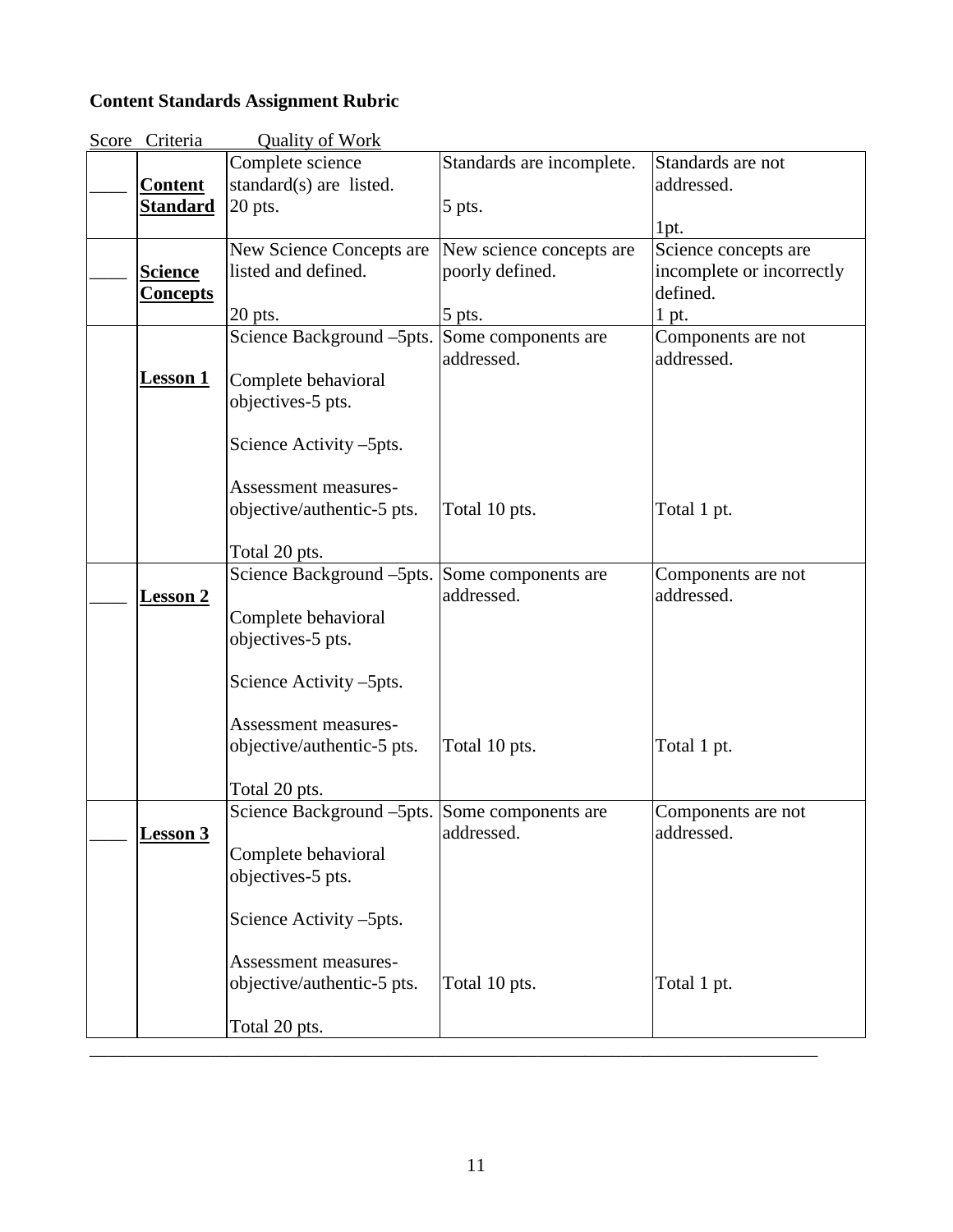**Content Standards Assignment Rubric**

| Score | Criteria | Quality of Work | | |
|---|---|---|---|---|
| ____ | **Content Standard** | Complete science standard(s) are listed.<br>20 pts. | Standards are incomplete.<br>5 pts. | Standards are not addressed.<br>1pt. |
| ____ | **Science Concepts** | New Science Concepts are listed and defined.<br>20 pts. | New science concepts are poorly defined.<br>5 pts. | Science concepts are incomplete or incorrectly defined.<br>1 pt. |
| | **Lesson 1** | Science Background –5pts.<br><br>Complete behavioral objectives-5 pts.<br><br>Science Activity –5pts.<br><br>Assessment measures-objective/authentic-5 pts.<br><br>Total 20 pts. | Some components are addressed.<br><br>Total 10 pts. | Components are not addressed.<br><br>Total 1 pt. |
| ____ | **Lesson 2** | Science Background –5pts.<br><br>Complete behavioral objectives-5 pts.<br><br>Science Activity –5pts.<br><br>Assessment measures-objective/authentic-5 pts.<br><br>Total 20 pts. | Some components are addressed.<br><br>Total 10 pts. | Components are not addressed.<br><br>Total 1 pt. |
| ____ | **Lesson 3** | Science Background –5pts.<br><br>Complete behavioral objectives-5 pts.<br><br>Science Activity –5pts.<br><br>Assessment measures-objective/authentic-5 pts.<br><br>Total 20 pts. | Some components are addressed.<br><br>Total 10 pts. | Components are not addressed.<br><br>Total 1 pt. |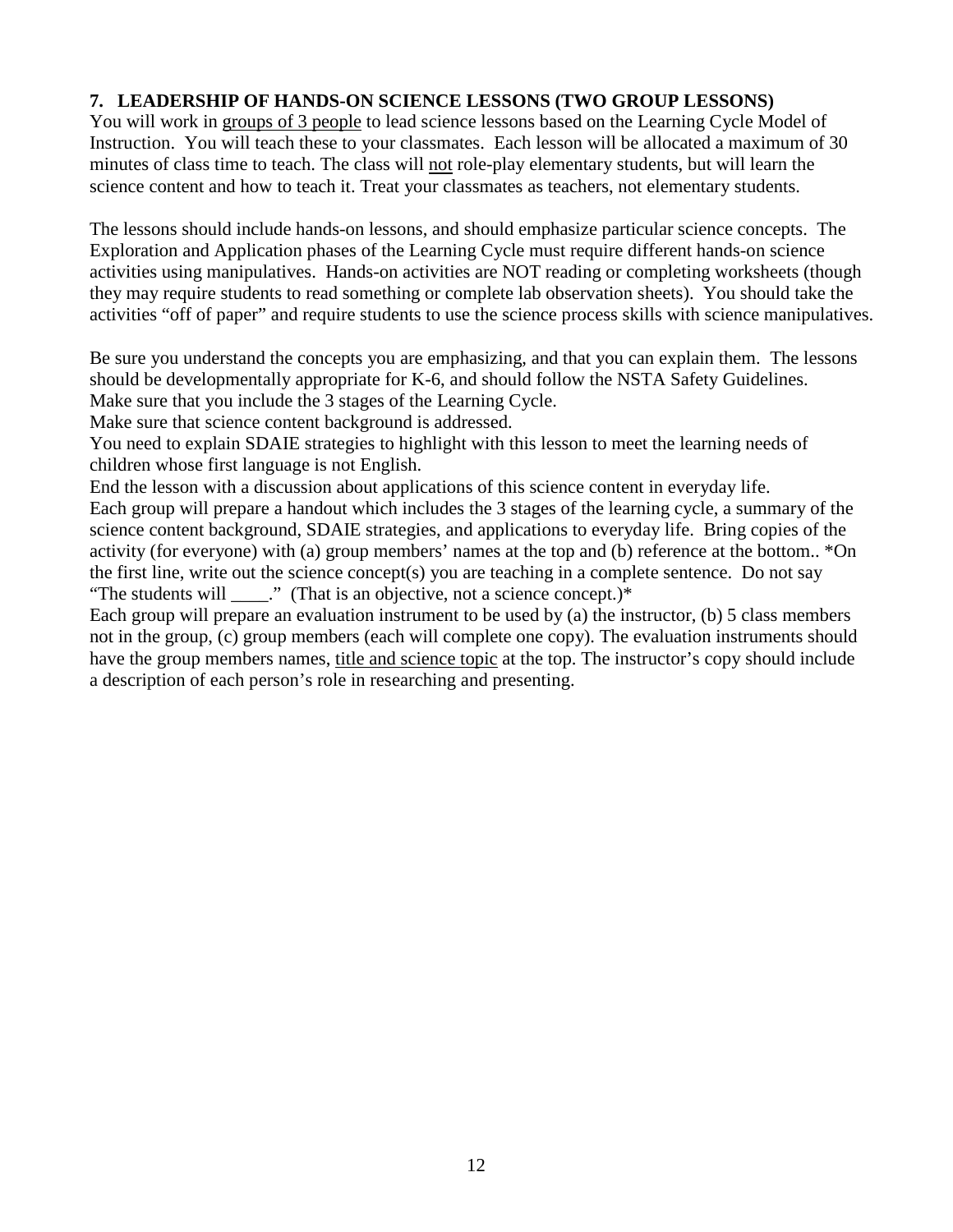### 7. LEADERSHIP OF HANDS-ON SCIENCE LESSONS (TWO GROUP LESSONS)

You will work in <u>groups of 3 people</u> to lead science lessons based on the Learning Cycle Model of Instruction. You will teach these to your classmates. Each lesson will be allocated a maximum of 30 minutes of class time to teach. The class will <u>not</u> role-play elementary students, but will learn the science content and how to teach it. Treat your classmates as teachers, not elementary students.

The lessons should include hands-on lessons, and should emphasize particular science concepts. The Exploration and Application phases of the Learning Cycle must require different hands-on science activities using manipulatives. Hands-on activities are NOT reading or completing worksheets (though they may require students to read something or complete lab observation sheets). You should take the activities "off of paper" and require students to use the science process skills with science manipulatives.

Be sure you understand the concepts you are emphasizing, and that you can explain them. The lessons should be developmentally appropriate for K-6, and should follow the NSTA Safety Guidelines.
Make sure that you include the 3 stages of the Learning Cycle.
Make sure that science content background is addressed.
You need to explain SDAIE strategies to highlight with this lesson to meet the learning needs of children whose first language is not English.
End the lesson with a discussion about applications of this science content in everyday life.
Each group will prepare a handout which includes the 3 stages of the learning cycle, a summary of the science content background, SDAIE strategies, and applications to everyday life. Bring copies of the activity (for everyone) with (a) group members' names at the top and (b) reference at the bottom.. *On the first line, write out the science concept(s) you are teaching in a complete sentence. Do not say "The students will ____." (That is an objective, not a science concept.)*
Each group will prepare an evaluation instrument to be used by (a) the instructor, (b) 5 class members not in the group, (c) group members (each will complete one copy). The evaluation instruments should have the group members names, <u>title and science topic</u> at the top. The instructor's copy should include a description of each person's role in researching and presenting.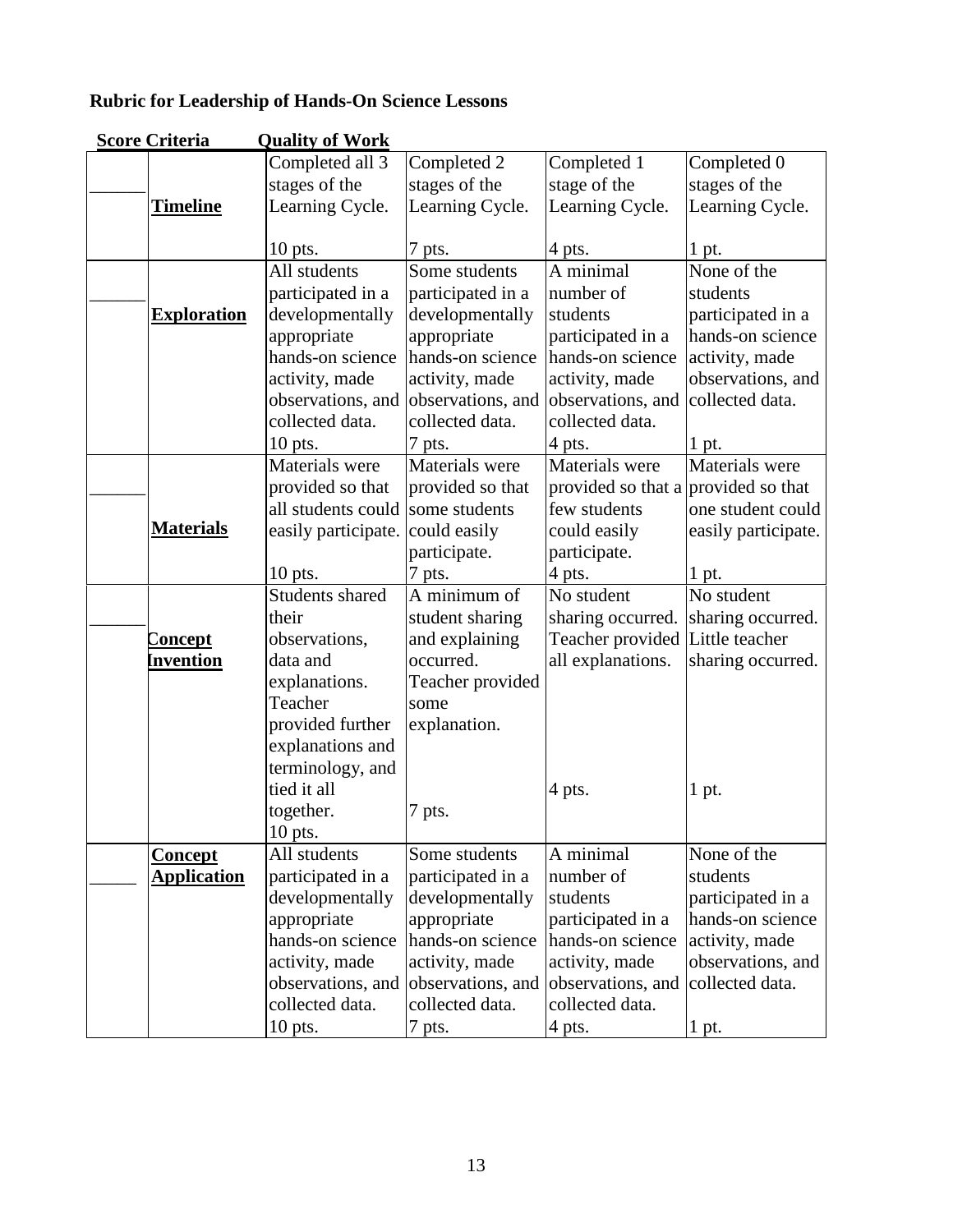**Rubric for Leadership of Hands-On Science Lessons**

| Score | Criteria | Quality of Work | | | |
|---|---|---|---|---|---|
| ______ | **Timeline** | Completed all 3 stages of the Learning Cycle. 10 pts. | Completed 2 stages of the Learning Cycle. 7 pts. | Completed 1 stage of the Learning Cycle. 4 pts. | Completed 0 stages of the Learning Cycle. 1 pt. |
| ______ | **Exploration** | All students participated in a developmentally appropriate hands-on science activity, made observations, and collected data. 10 pts. | Some students participated in a developmentally appropriate hands-on science activity, made observations, and collected data. 7 pts. | A minimal number of students participated in a hands-on science activity, made observations, and collected data. 4 pts. | None of the students participated in a hands-on science activity, made observations, and collected data. 1 pt. |
| ______ | **Materials** | Materials were provided so that all students could easily participate. 10 pts. | Materials were provided so that some students could easily participate. 7 pts. | Materials were provided so that a few students could easily participate. 4 pts. | Materials were provided so that one student could easily participate. 1 pt. |
| ______ | **Concept Invention** | Students shared their observations, data and explanations. Teacher provided further explanations and terminology, and tied it all together. 10 pts. | A minimum of student sharing and explaining occurred. Teacher provided some explanation. 7 pts. | No student sharing occurred. Teacher provided all explanations. 4 pts. | No student sharing occurred. Little teacher sharing occurred. 1 pt. |
| _____ | **Concept Application** | All students participated in a developmentally appropriate hands-on science activity, made observations, and collected data. 10 pts. | Some students participated in a developmentally appropriate hands-on science activity, made observations, and collected data. 7 pts. | A minimal number of students participated in a hands-on science activity, made observations, and collected data. 4 pts. | None of the students participated in a hands-on science activity, made observations, and collected data. 1 pt. |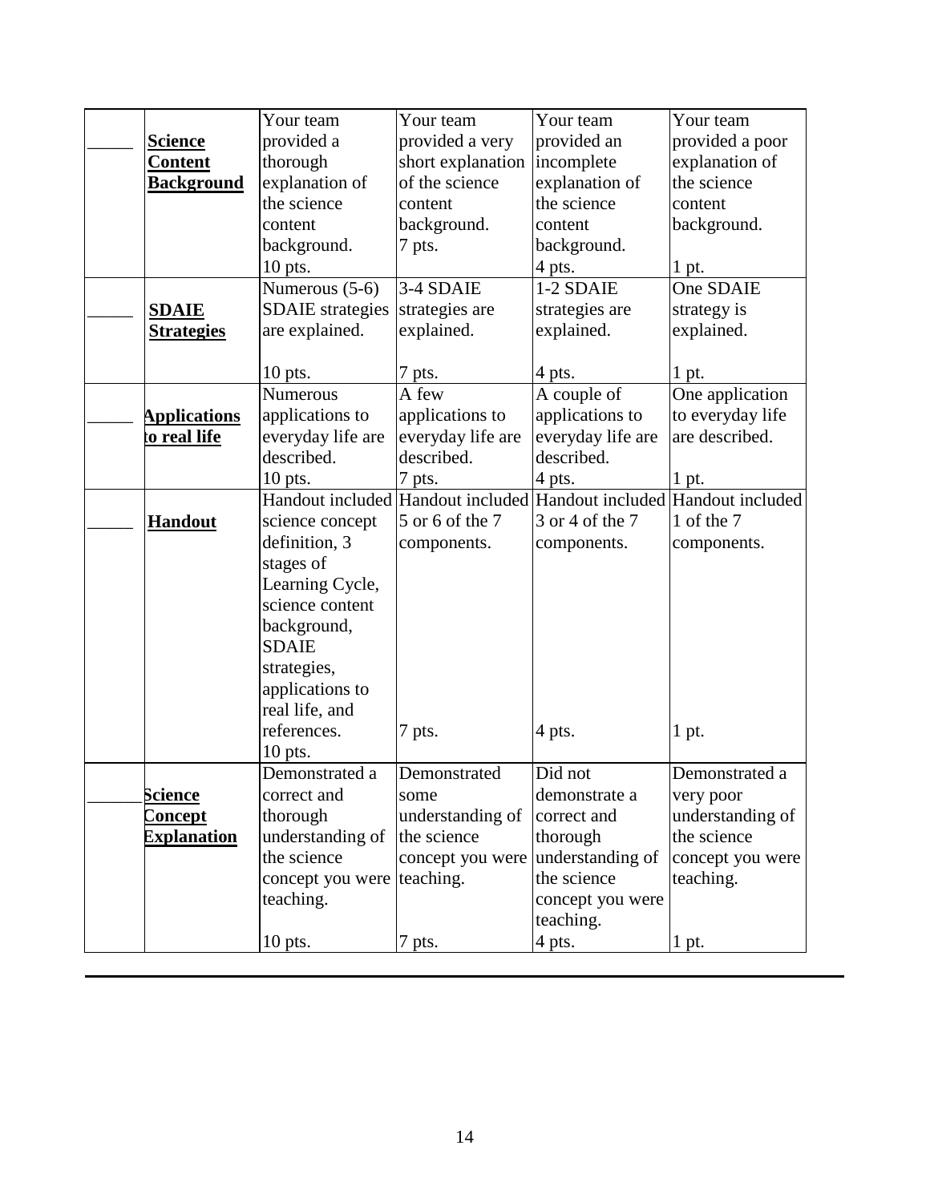| | | | | | |
|---|---|---|---|---|---|
| _____ | **Science Content Background** | Your team provided a thorough explanation of the science content background. 10 pts. | Your team provided a very short explanation of the science content background. 7 pts. | Your team provided an incomplete explanation of the science content background. 4 pts. | Your team provided a poor explanation of the science content background. 1 pt. |
| _____ | **SDAIE Strategies** | Numerous (5-6) SDAIE strategies are explained. 10 pts. | 3-4 SDAIE strategies are explained. 7 pts. | 1-2 SDAIE strategies are explained. 4 pts. | One SDAIE strategy is explained. 1 pt. |
| _____ | **Applications to real life** | Numerous applications to everyday life are described. 10 pts. | A few applications to everyday life are described. 7 pts. | A couple of applications to everyday life are described. 4 pts. | One application to everyday life are described. 1 pt. |
| _____ | **Handout** | Handout included science concept definition, 3 stages of Learning Cycle, science content background, SDAIE strategies, applications to real life, and references. 10 pts. | Handout included 5 or 6 of the 7 components. 7 pts. | Handout included 3 or 4 of the 7 components. 4 pts. | Handout included 1 of the 7 components. 1 pt. |
| ______ | **Science Concept Explanation** | Demonstrated a correct and thorough understanding of the science concept you were teaching. 10 pts. | Demonstrated some understanding of the science concept you were teaching. 7 pts. | Did not demonstrate a correct and thorough understanding of the science concept you were teaching. 4 pts. | Demonstrated a very poor understanding of the science concept you were teaching. 1 pt. |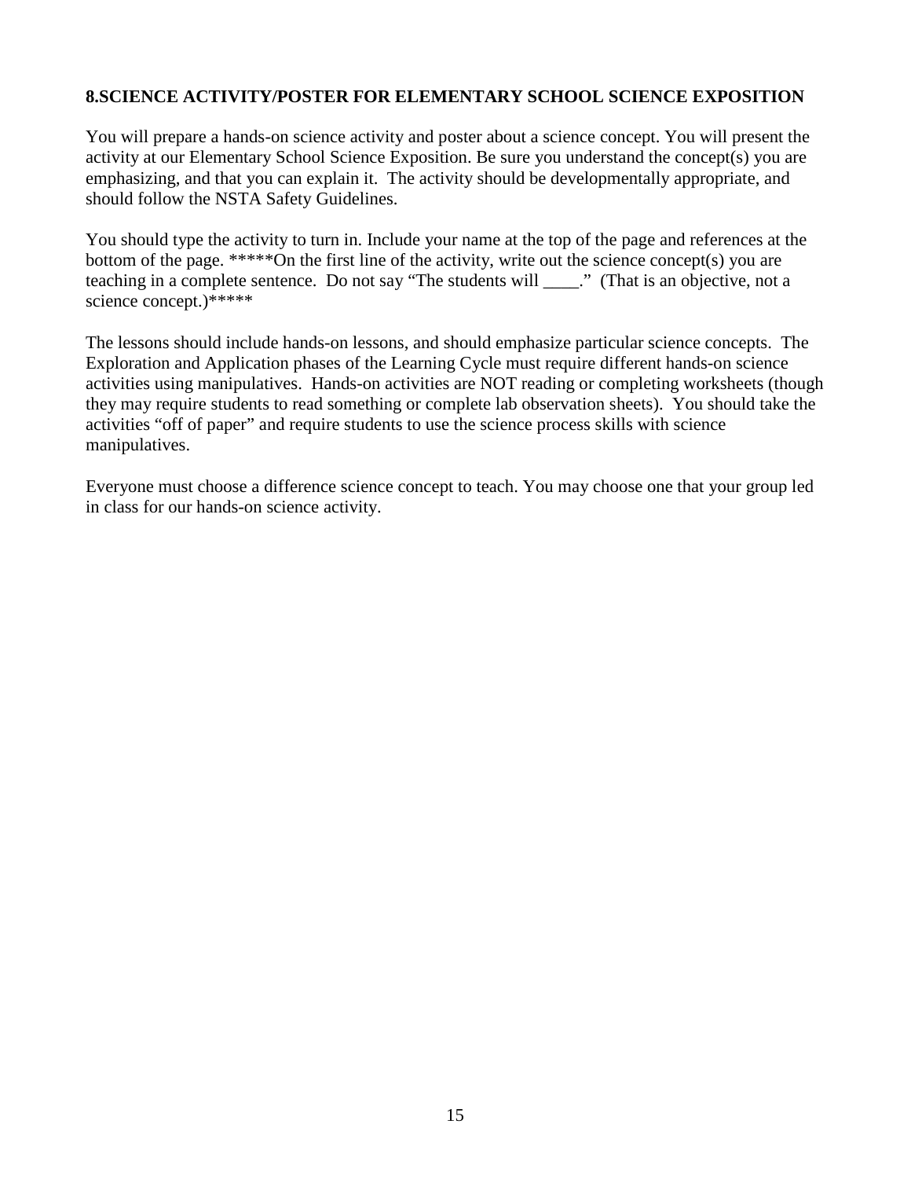**8.SCIENCE ACTIVITY/POSTER FOR ELEMENTARY SCHOOL SCIENCE EXPOSITION**

You will prepare a hands-on science activity and poster about a science concept. You will present the activity at our Elementary School Science Exposition. Be sure you understand the concept(s) you are emphasizing, and that you can explain it. The activity should be developmentally appropriate, and should follow the NSTA Safety Guidelines.

You should type the activity to turn in. Include your name at the top of the page and references at the bottom of the page. *****On the first line of the activity, write out the science concept(s) you are teaching in a complete sentence. Do not say "The students will ____." (That is an objective, not a science concept.)*****

The lessons should include hands-on lessons, and should emphasize particular science concepts. The Exploration and Application phases of the Learning Cycle must require different hands-on science activities using manipulatives. Hands-on activities are NOT reading or completing worksheets (though they may require students to read something or complete lab observation sheets). You should take the activities "off of paper" and require students to use the science process skills with science manipulatives.

Everyone must choose a difference science concept to teach. You may choose one that your group led in class for our hands-on science activity.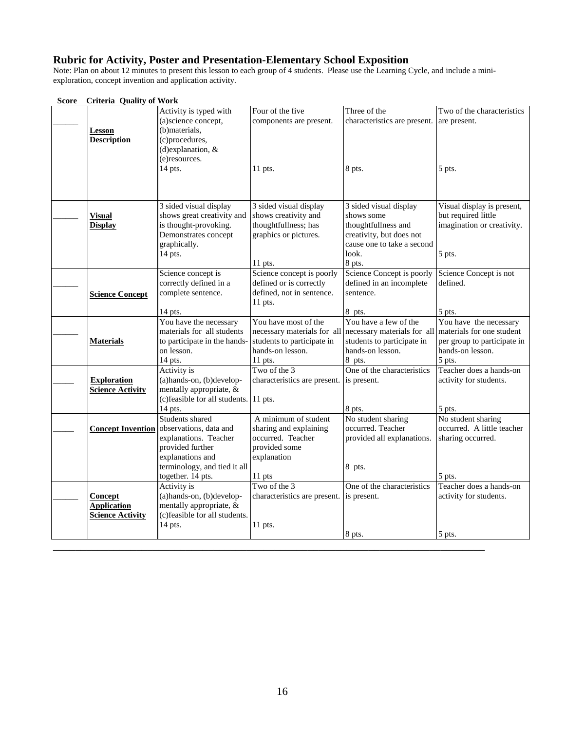## Rubric for Activity, Poster and Presentation-Elementary School Exposition

Note: Plan on about 12 minutes to present this lesson to each group of 4 students. Please use the Learning Cycle, and include a mini-exploration, concept invention and application activity.

| Score | Criteria | Quality of Work | | | |
|---|---|---|---|---|---|
| ______ | **Lesson Description** | Activity is typed with (a)science concept, (b)materials, (c)procedures, (d)explanation, & (e)resources. 14 pts. | Four of the five components are present. 11 pts. | Three of the characteristics are present. 8 pts. | Two of the characteristics are present. 5 pts. |
| ______ | **Visual Display** | 3 sided visual display shows great creativity and is thought-provoking. Demonstrates concept graphically. 14 pts. | 3 sided visual display shows creativity and thoughtfullness; has graphics or pictures. 11 pts. | 3 sided visual display shows some thoughtfullness and creativity, but does not cause one to take a second look. 8 pts. | Visual display is present, but required little imagination or creativity. 5 pts. |
| ______ | **Science Concept** | Science concept is correctly defined in a complete sentence. 14 pts. | Science concept is poorly defined or is correctly defined, not in sentence. 11 pts. | Science Concept is poorly defined in an incomplete sentence. 8 pts. | Science Concept is not defined. 5 pts. |
| ______ | **Materials** | You have the necessary materials for all students to participate in the hands-on lesson. 14 pts. | You have most of the necessary materials for all students to participate in hands-on lesson. 11 pts. | You have a few of the necessary materials for all students to participate in hands-on lesson. 8 pts. | You have the necessary materials for one student per group to participate in hands-on lesson. 5 pts. |
| _____ | **Exploration Science Activity** | Activity is (a)hands-on, (b)develop-mentally appropriate, & (c)feasible for all students. 14 pts. | Two of the 3 characteristics are present. 11 pts. | One of the characteristics is present. 8 pts. | Teacher does a hands-on activity for students. 5 pts. |
| _____ | **Concept Invention** | Students shared observations, data and explanations. Teacher provided further explanations and terminology, and tied it all together. 14 pts. | A minimum of student sharing and explaining occurred. Teacher provided some explanation 11 pts | No student sharing occurred. Teacher provided all explanations. 8 pts. | No student sharing occurred. A little teacher sharing occurred. 5 pts. |
| ______ | **Concept Application Science Activity** | Activity is (a)hands-on, (b)develop-mentally appropriate, & (c)feasible for all students. 14 pts. | Two of the 3 characteristics are present. 11 pts. | One of the characteristics is present. 8 pts. | Teacher does a hands-on activity for students. 5 pts. |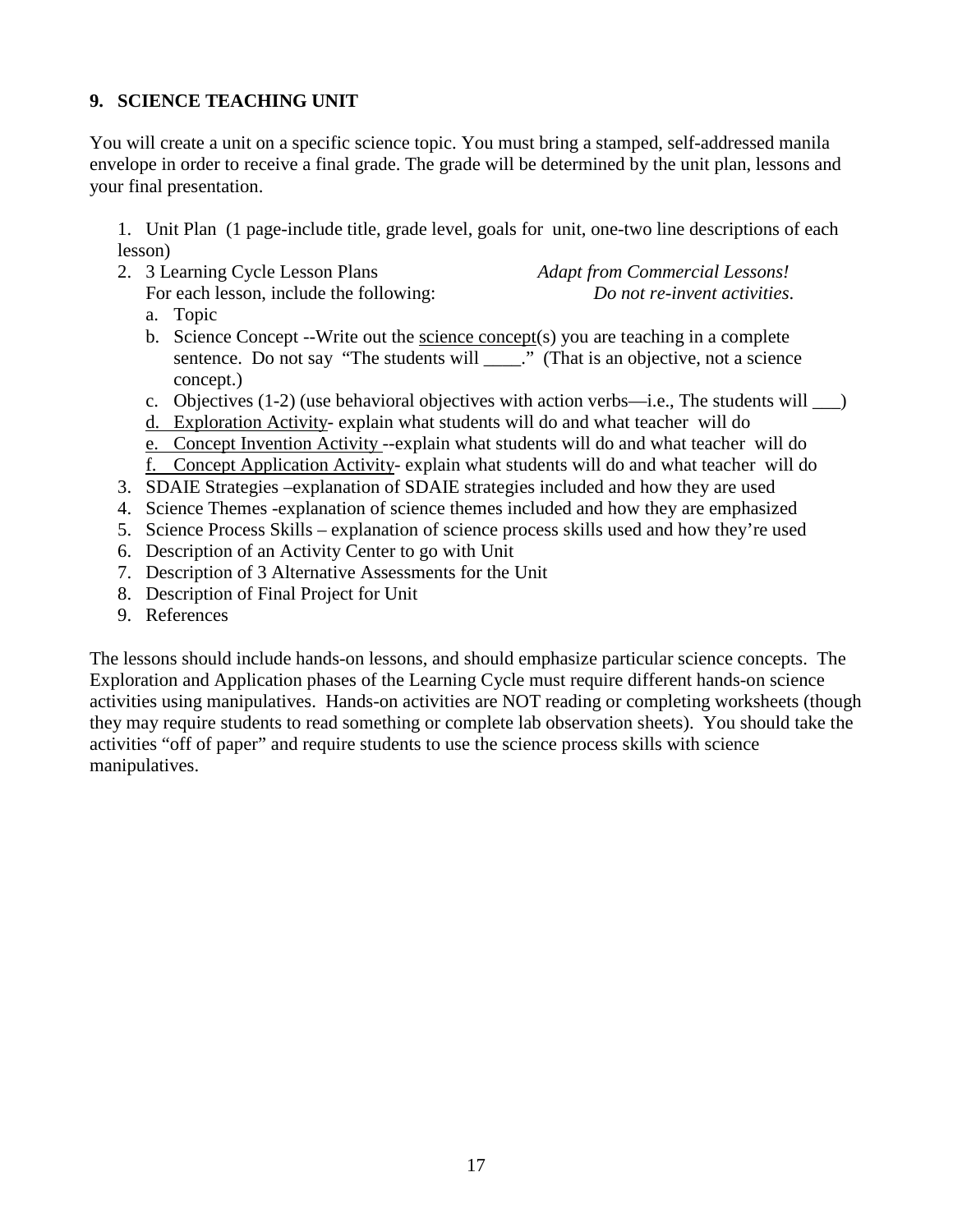### 9. SCIENCE TEACHING UNIT

You will create a unit on a specific science topic. You must bring a stamped, self-addressed manila envelope in order to receive a final grade. The grade will be determined by the unit plan, lessons and your final presentation.

1. Unit Plan (1 page-include title, grade level, goals for unit, one-two line descriptions of each lesson)
2. 3 Learning Cycle Lesson Plans *Adapt from Commercial Lessons!*  
   For each lesson, include the following: *Do not re-invent activities*.
   a. Topic
   b. Science Concept --Write out the <u>science concept</u>(s) you are teaching in a complete sentence. Do not say "The students will ____." (That is an objective, not a science concept.)
   c. Objectives (1-2) (use behavioral objectives with action verbs—i.e., The students will ___)
   d. <u>Exploration Activity</u>- explain what students will do and what teacher will do
   e. <u>Concept Invention Activity</u> --explain what students will do and what teacher will do
   f. <u>Concept Application Activity</u>- explain what students will do and what teacher will do
3. SDAIE Strategies –explanation of SDAIE strategies included and how they are used
4. Science Themes -explanation of science themes included and how they are emphasized
5. Science Process Skills – explanation of science process skills used and how they're used
6. Description of an Activity Center to go with Unit
7. Description of 3 Alternative Assessments for the Unit
8. Description of Final Project for Unit
9. References

The lessons should include hands-on lessons, and should emphasize particular science concepts. The Exploration and Application phases of the Learning Cycle must require different hands-on science activities using manipulatives. Hands-on activities are NOT reading or completing worksheets (though they may require students to read something or complete lab observation sheets). You should take the activities "off of paper" and require students to use the science process skills with science manipulatives.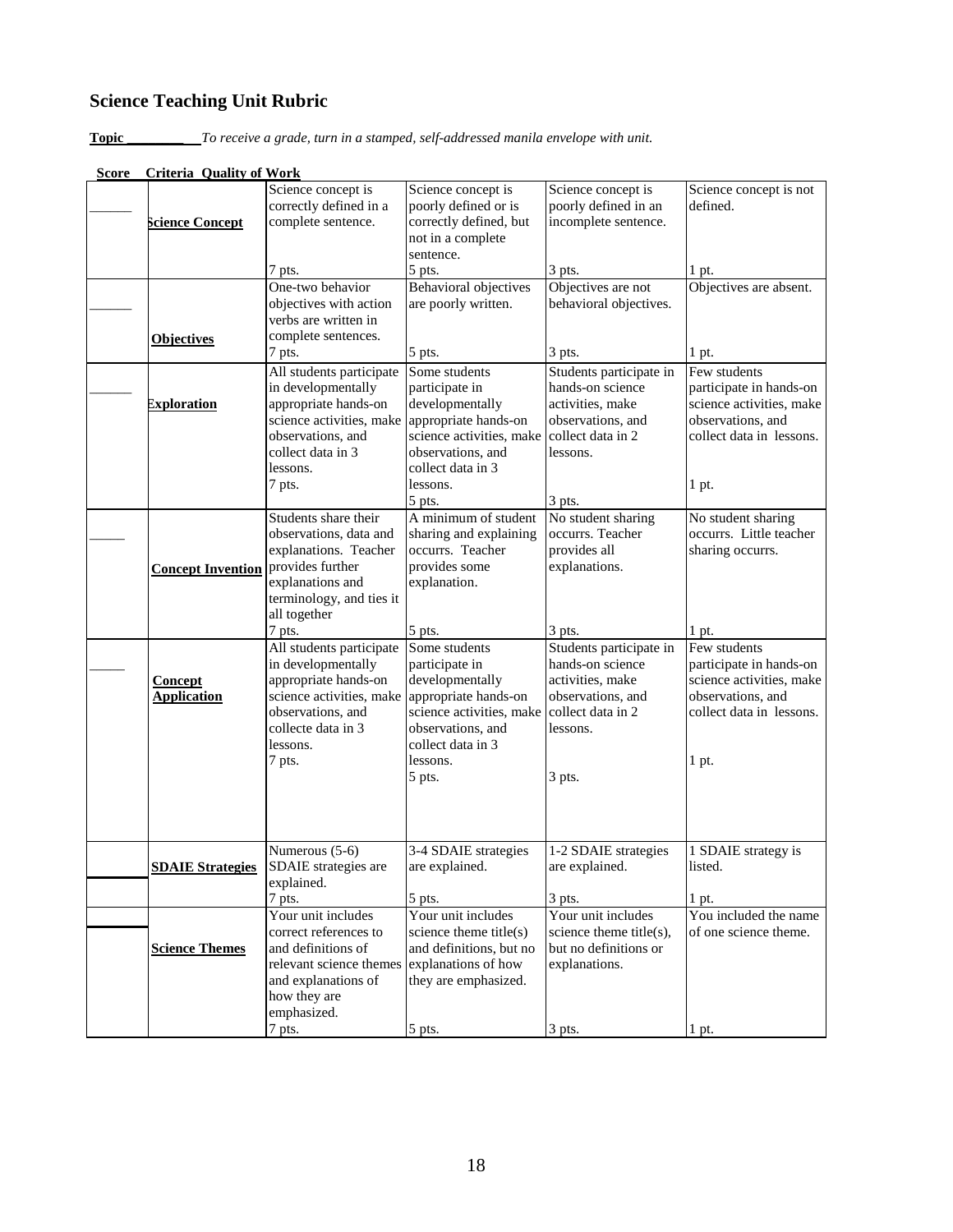# Science Teaching Unit Rubric

**Topic ________** *To receive a grade, turn in a stamped, self-addressed manila envelope with unit.*

| Score | Criteria Quality of Work | | | | |
|---|---|---|---|---|---|
| ______ | **Science Concept** | Science concept is correctly defined in a complete sentence. 7 pts. | Science concept is poorly defined or is correctly defined, but not in a complete sentence. 5 pts. | Science concept is poorly defined in an incomplete sentence. 3 pts. | Science concept is not defined. 1 pt. |
| ______ | **Objectives** | One-two behavior objectives with action verbs are written in complete sentences. 7 pts. | Behavioral objectives are poorly written. 5 pts. | Objectives are not behavioral objectives. 3 pts. | Objectives are absent. 1 pt. |
| ______ | **Exploration** | All students participate in developmentally appropriate hands-on science activities, make observations, and collect data in 3 lessons. 7 pts. | Some students participate in developmentally appropriate hands-on science activities, make observations, and collect data in 3 lessons. 5 pts. | Students participate in hands-on science activities, make observations, and collect data in 2 lessons. 3 pts. | Few students participate in hands-on science activities, make observations, and collect data in lessons. 1 pt. |
| _____ | **Concept Invention** | Students share their observations, data and explanations. Teacher provides further explanations and terminology, and ties it all together 7 pts. | A minimum of student sharing and explaining occurrs. Teacher provides some explanation. 5 pts. | No student sharing occurrs. Teacher provides all explanations. 3 pts. | No student sharing occurrs. Little teacher sharing occurrs. 1 pt. |
| _____ | **Concept Application** | All students participate in developmentally appropriate hands-on science activities, make observations, and collecte data in 3 lessons. 7 pts. | Some students participate in developmentally appropriate hands-on science activities, make observations, and collect data in 3 lessons. 5 pts. | Students participate in hands-on science activities, make observations, and collect data in 2 lessons. 3 pts. | Few students participate in hands-on science activities, make observations, and collect data in lessons. 1 pt. |
| ______ | **SDAIE Strategies** | Numerous (5-6) SDAIE strategies are explained. 7 pts. | 3-4 SDAIE strategies are explained. 5 pts. | 1-2 SDAIE strategies are explained. 3 pts. | 1 SDAIE strategy is listed. 1 pt. |
| ______ | **Science Themes** | Your unit includes correct references to and definitions of relevant science themes and explanations of how they are emphasized. 7 pts. | Your unit includes science theme title(s) and definitions, but no explanations of how they are emphasized. 5 pts. | Your unit includes science theme title(s), but no definitions or explanations. 3 pts. | You included the name of one science theme. 1 pt. |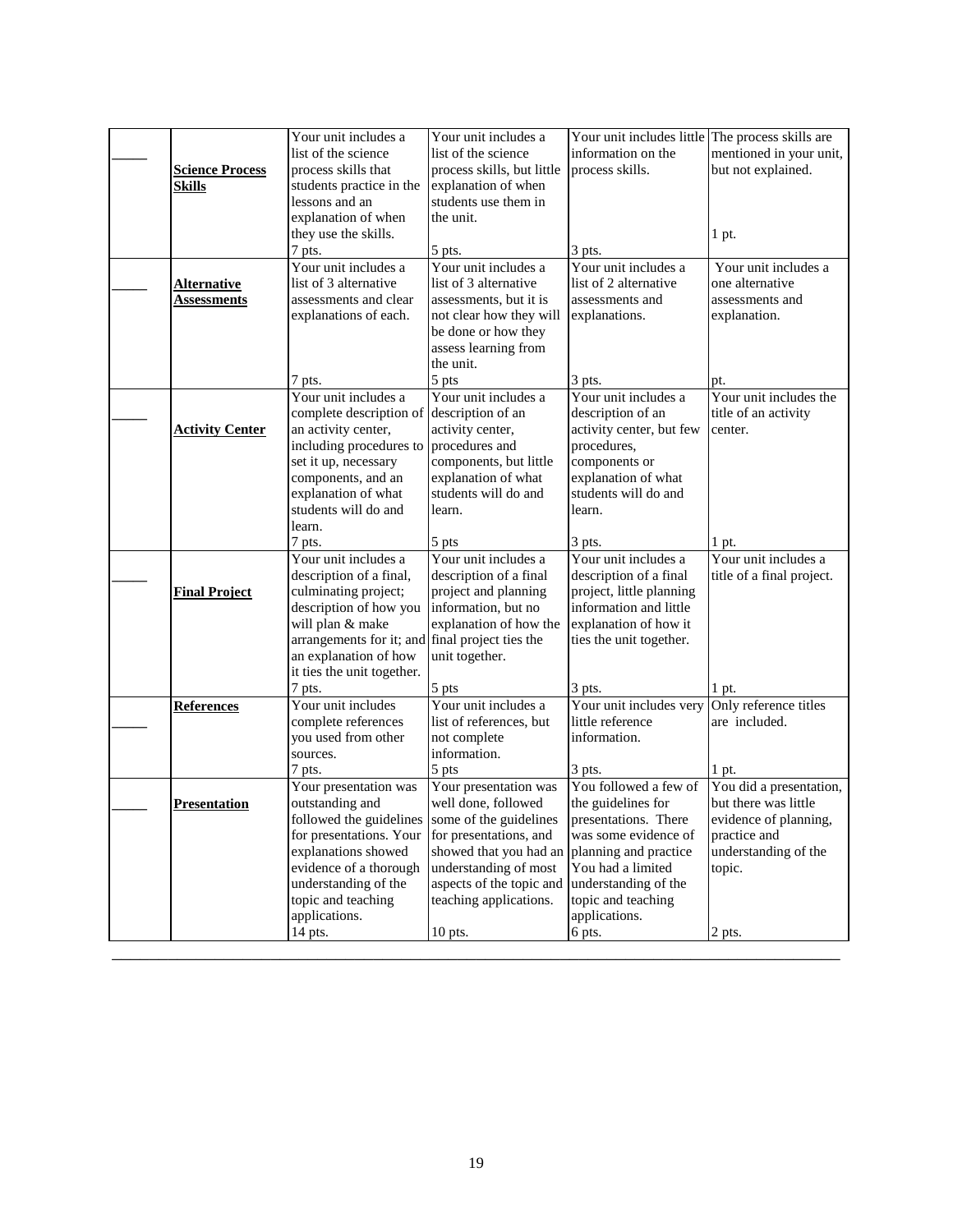| | | | | | |
|---|---|---|---|---|---|
| _____ | **Science Process Skills** | Your unit includes a list of the science process skills that students practice in the lessons and an explanation of when they use the skills.<br>7 pts. | Your unit includes a list of the science process skills, but little explanation of when students use them in the unit.<br>5 pts. | Your unit includes little information on the process skills.<br>3 pts. | The process skills are mentioned in your unit, but not explained.<br>1 pt. |
| _____ | **Alternative Assessments** | Your unit includes a list of 3 alternative assessments and clear explanations of each.<br>7 pts. | Your unit includes a list of 3 alternative assessments, but it is not clear how they will be done or how they assess learning from the unit.<br>5 pts | Your unit includes a list of 2 alternative assessments and explanations.<br>3 pts. | Your unit includes a one alternative assessments and explanation.<br>pt. |
| _____ | **Activity Center** | Your unit includes a complete description of an activity center, including procedures to set it up, necessary components, and an explanation of what students will do and learn.<br>7 pts. | Your unit includes a description of an activity center, procedures and components, but little explanation of what students will do and learn.<br>5 pts | Your unit includes a description of an activity center, but few procedures, components or explanation of what students will do and learn.<br>3 pts. | Your unit includes the title of an activity center.<br>1 pt. |
| _____ | **Final Project** | Your unit includes a description of a final, culminating project; description of how you will plan & make arrangements for it; and an explanation of how it ties the unit together.<br>7 pts. | Your unit includes a description of a final project and planning information, but no explanation of how the final project ties the unit together.<br>5 pts | Your unit includes a description of a final project, little planning information and little explanation of how it ties the unit together.<br>3 pts. | Your unit includes a title of a final project.<br>1 pt. |
| _____ | **References** | Your unit includes complete references you used from other sources.<br>7 pts. | Your unit includes a list of references, but not complete information.<br>5 pts | Your unit includes very little reference information.<br>3 pts. | Only reference titles are included.<br>1 pt. |
| _____ | **Presentation** | Your presentation was outstanding and followed the guidelines for presentations. Your explanations showed evidence of a thorough understanding of the topic and teaching applications.<br>14 pts. | Your presentation was well done, followed some of the guidelines for presentations, and showed that you had an understanding of most aspects of the topic and teaching applications.<br>10 pts. | You followed a few of the guidelines for presentations. There was some evidence of planning and practice You had a limited understanding of the topic and teaching applications.<br>6 pts. | You did a presentation, but there was little evidence of planning, practice and understanding of the topic.<br>2 pts. |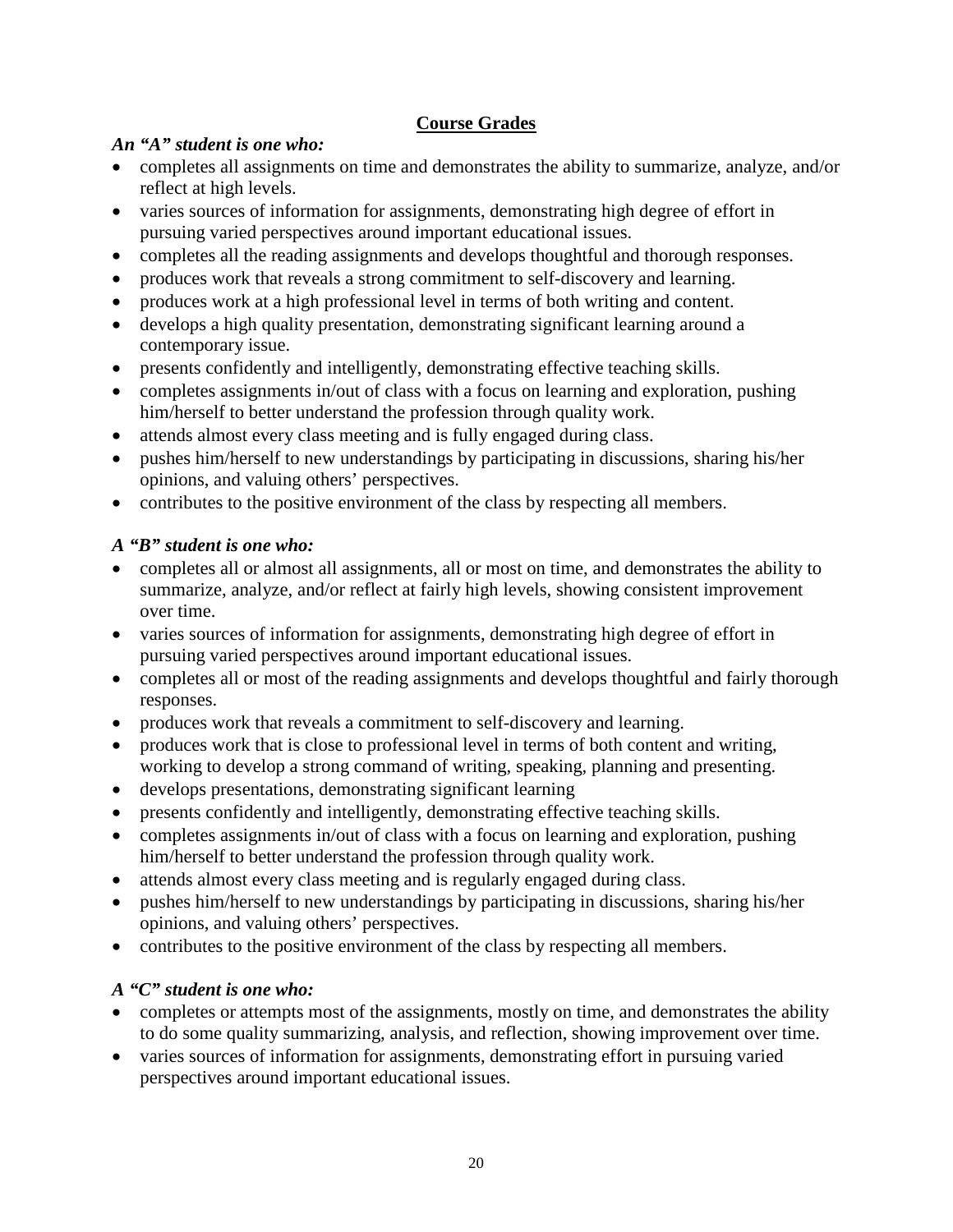## Course Grades

***An "A" student is one who:***

- completes all assignments on time and demonstrates the ability to summarize, analyze, and/or reflect at high levels.
- varies sources of information for assignments, demonstrating high degree of effort in pursuing varied perspectives around important educational issues.
- completes all the reading assignments and develops thoughtful and thorough responses.
- produces work that reveals a strong commitment to self-discovery and learning.
- produces work at a high professional level in terms of both writing and content.
- develops a high quality presentation, demonstrating significant learning around a contemporary issue.
- presents confidently and intelligently, demonstrating effective teaching skills.
- completes assignments in/out of class with a focus on learning and exploration, pushing him/herself to better understand the profession through quality work.
- attends almost every class meeting and is fully engaged during class.
- pushes him/herself to new understandings by participating in discussions, sharing his/her opinions, and valuing others' perspectives.
- contributes to the positive environment of the class by respecting all members.

***A "B" student is one who:***

- completes all or almost all assignments, all or most on time, and demonstrates the ability to summarize, analyze, and/or reflect at fairly high levels, showing consistent improvement over time.
- varies sources of information for assignments, demonstrating high degree of effort in pursuing varied perspectives around important educational issues.
- completes all or most of the reading assignments and develops thoughtful and fairly thorough responses.
- produces work that reveals a commitment to self-discovery and learning.
- produces work that is close to professional level in terms of both content and writing, working to develop a strong command of writing, speaking, planning and presenting.
- develops presentations, demonstrating significant learning
- presents confidently and intelligently, demonstrating effective teaching skills.
- completes assignments in/out of class with a focus on learning and exploration, pushing him/herself to better understand the profession through quality work.
- attends almost every class meeting and is regularly engaged during class.
- pushes him/herself to new understandings by participating in discussions, sharing his/her opinions, and valuing others' perspectives.
- contributes to the positive environment of the class by respecting all members.

***A "C" student is one who:***

- completes or attempts most of the assignments, mostly on time, and demonstrates the ability to do some quality summarizing, analysis, and reflection, showing improvement over time.
- varies sources of information for assignments, demonstrating effort in pursuing varied perspectives around important educational issues.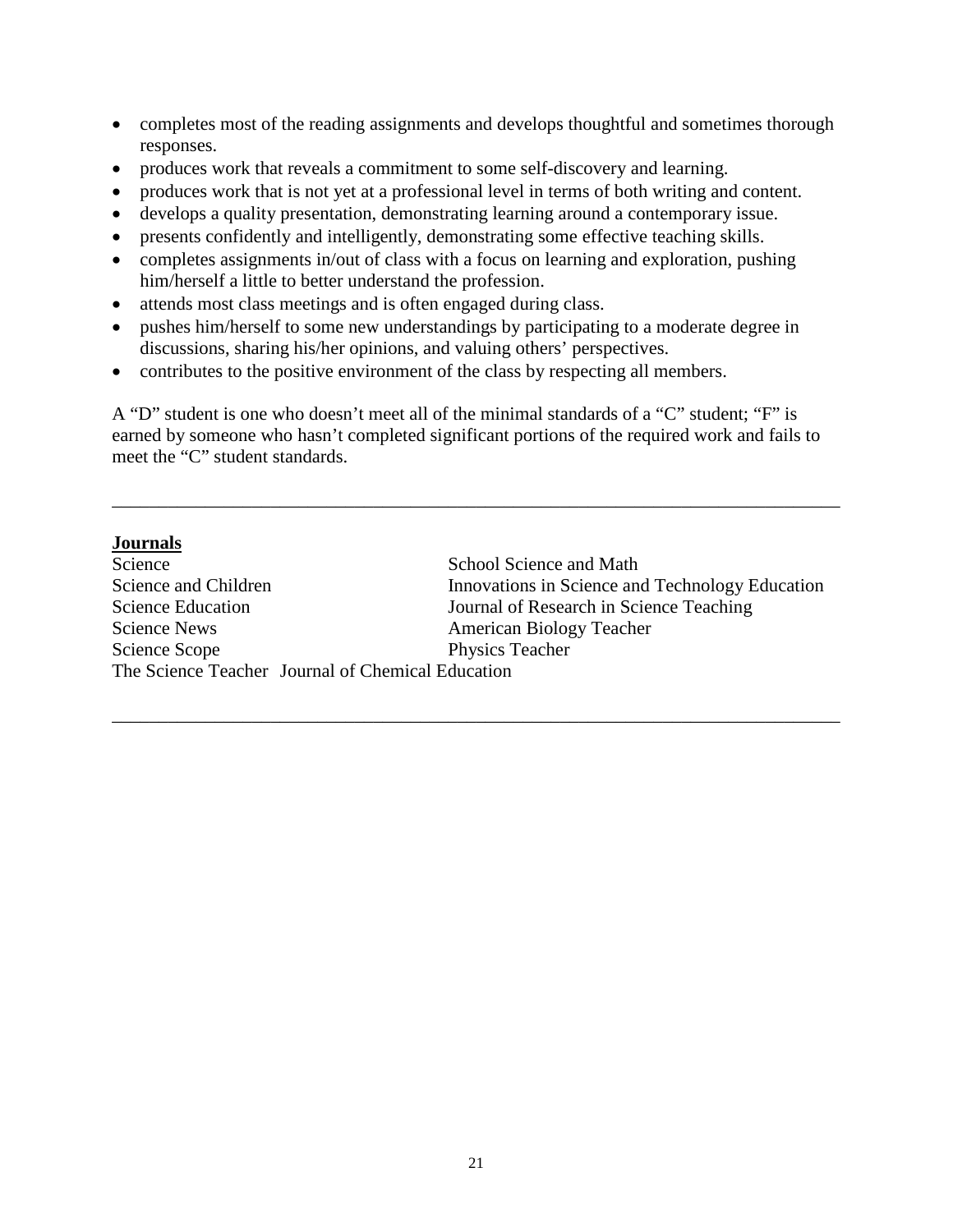- completes most of the reading assignments and develops thoughtful and sometimes thorough responses.
- produces work that reveals a commitment to some self-discovery and learning.
- produces work that is not yet at a professional level in terms of both writing and content.
- develops a quality presentation, demonstrating learning around a contemporary issue.
- presents confidently and intelligently, demonstrating some effective teaching skills.
- completes assignments in/out of class with a focus on learning and exploration, pushing him/herself a little to better understand the profession.
- attends most class meetings and is often engaged during class.
- pushes him/herself to some new understandings by participating to a moderate degree in discussions, sharing his/her opinions, and valuing others' perspectives.
- contributes to the positive environment of the class by respecting all members.

A "D" student is one who doesn't meet all of the minimal standards of a "C" student; "F" is earned by someone who hasn't completed significant portions of the required work and fails to meet the "C" student standards.

---

**Journals**

Science
Science and Children
Science Education
Science News
Science Scope
The Science Teacher
Journal of Chemical Education
School Science and Math
Innovations in Science and Technology Education
Journal of Research in Science Teaching
American Biology Teacher
Physics Teacher

---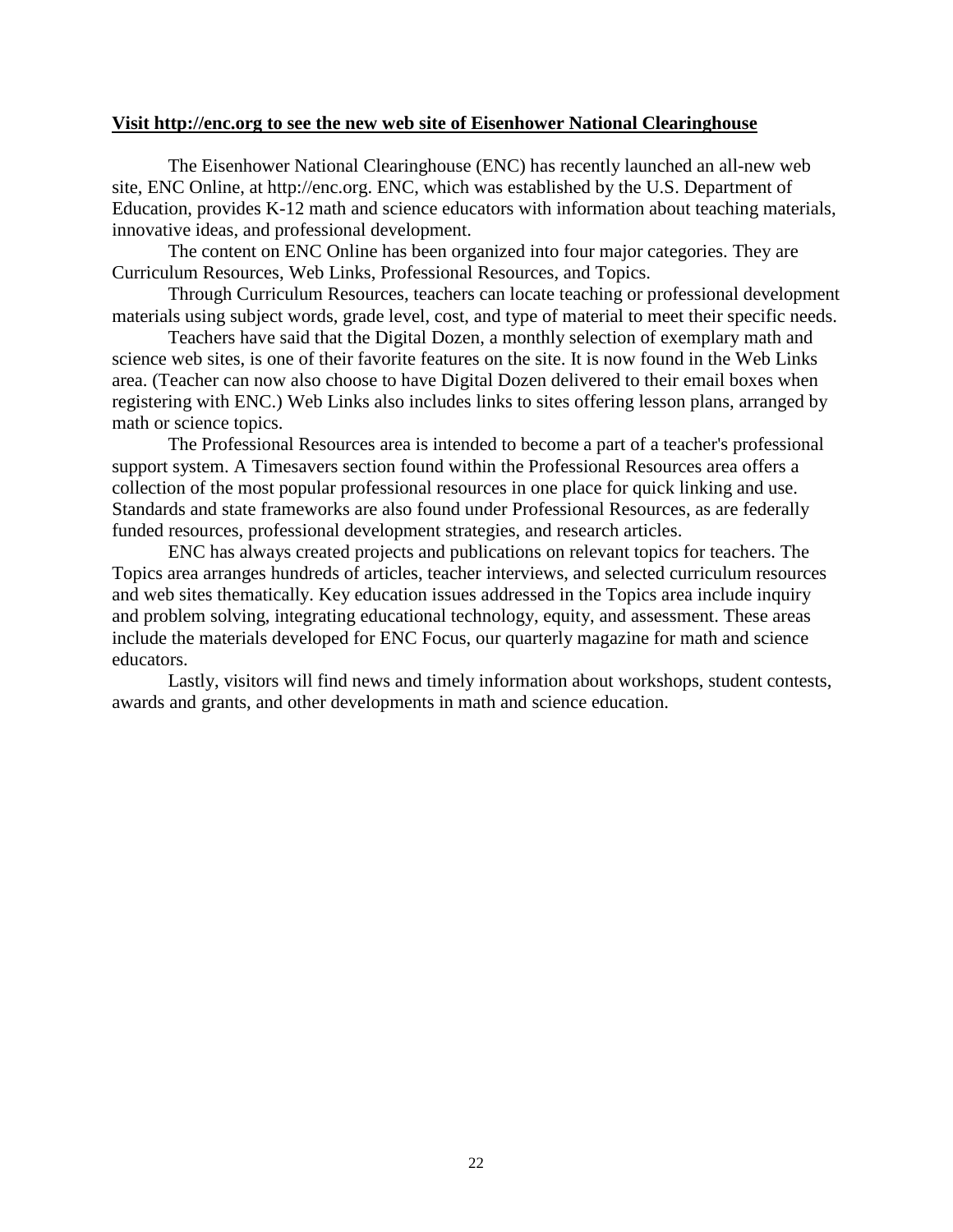**Visit http://enc.org to see the new web site of Eisenhower National Clearinghouse**

The Eisenhower National Clearinghouse (ENC) has recently launched an all-new web site, ENC Online, at http://enc.org. ENC, which was established by the U.S. Department of Education, provides K-12 math and science educators with information about teaching materials, innovative ideas, and professional development.

The content on ENC Online has been organized into four major categories. They are Curriculum Resources, Web Links, Professional Resources, and Topics.

Through Curriculum Resources, teachers can locate teaching or professional development materials using subject words, grade level, cost, and type of material to meet their specific needs.

Teachers have said that the Digital Dozen, a monthly selection of exemplary math and science web sites, is one of their favorite features on the site. It is now found in the Web Links area. (Teacher can now also choose to have Digital Dozen delivered to their email boxes when registering with ENC.) Web Links also includes links to sites offering lesson plans, arranged by math or science topics.

The Professional Resources area is intended to become a part of a teacher's professional support system. A Timesavers section found within the Professional Resources area offers a collection of the most popular professional resources in one place for quick linking and use. Standards and state frameworks are also found under Professional Resources, as are federally funded resources, professional development strategies, and research articles.

ENC has always created projects and publications on relevant topics for teachers. The Topics area arranges hundreds of articles, teacher interviews, and selected curriculum resources and web sites thematically. Key education issues addressed in the Topics area include inquiry and problem solving, integrating educational technology, equity, and assessment. These areas include the materials developed for ENC Focus, our quarterly magazine for math and science educators.

Lastly, visitors will find news and timely information about workshops, student contests, awards and grants, and other developments in math and science education.